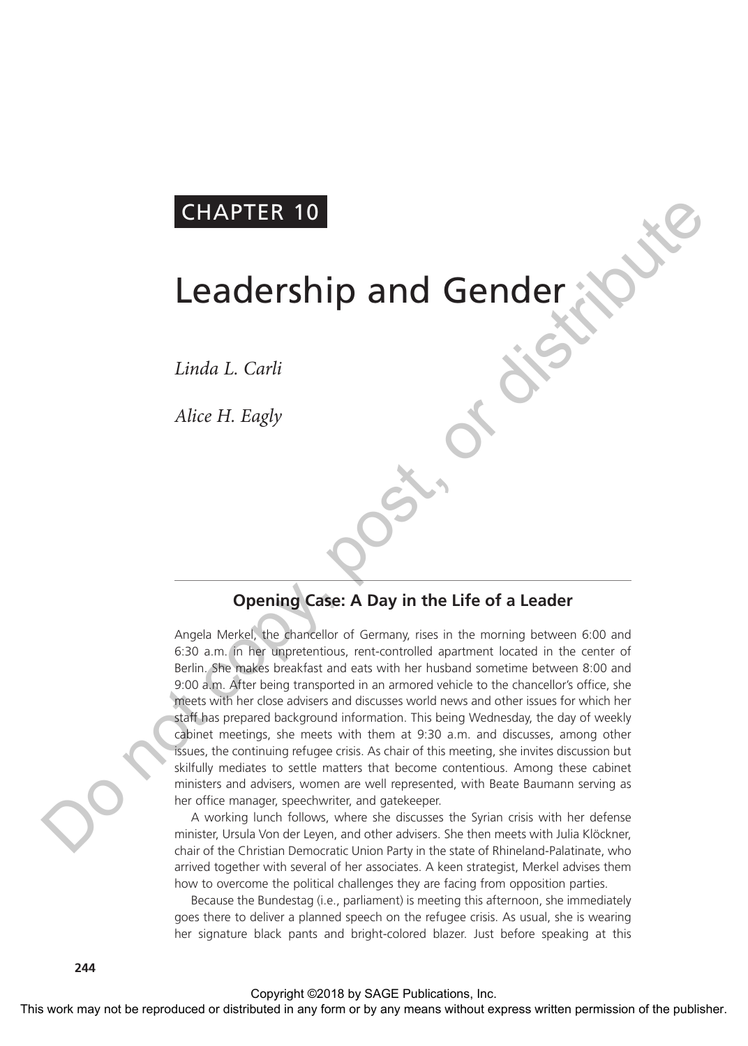CHAPTER 10

# Leadership and Gender

*Linda L. Carli*

*Alice H. Eagly*

## Opening Case: A Day in the Life of a Leader

Angela Merkel, the chancellor of Germany, rises in the morning between 6:00 and 6:30 a.m. in her unpretentious, rent-controlled apartment located in the center of Berlin. She makes breakfast and eats with her husband sometime between 8:00 and 9:00 a.m. After being transported in an armored vehicle to the chancellor's office, she meets with her close advisers and discusses world news and other issues for which her staff has prepared background information. This being Wednesday, the day of weekly cabinet meetings, she meets with them at 9:30 a.m. and discusses, among other issues, the continuing refugee crisis. As chair of this meeting, she invites discussion but skilfully mediates to settle matters that become contentious. Among these cabinet ministers and advisers, women are well represented, with Beate Baumann serving as her office manager, speechwriter, and gatekeeper.

A working lunch follows, where she discusses the Syrian crisis with her defense minister, Ursula Von der Leyen, and other advisers. She then meets with Julia Klöckner, chair of the Christian Democratic Union Party in the state of Rhineland-Palatinate, who arrived together with several of her associates. A keen strategist, Merkel advises them how to overcome the political challenges they are facing from opposition parties.

Because the Bundestag (i.e., parliament) is meeting this afternoon, she immediately goes there to deliver a planned speech on the refugee crisis. As usual, she is wearing her signature black pants and bright-colored blazer. Just before speaking at this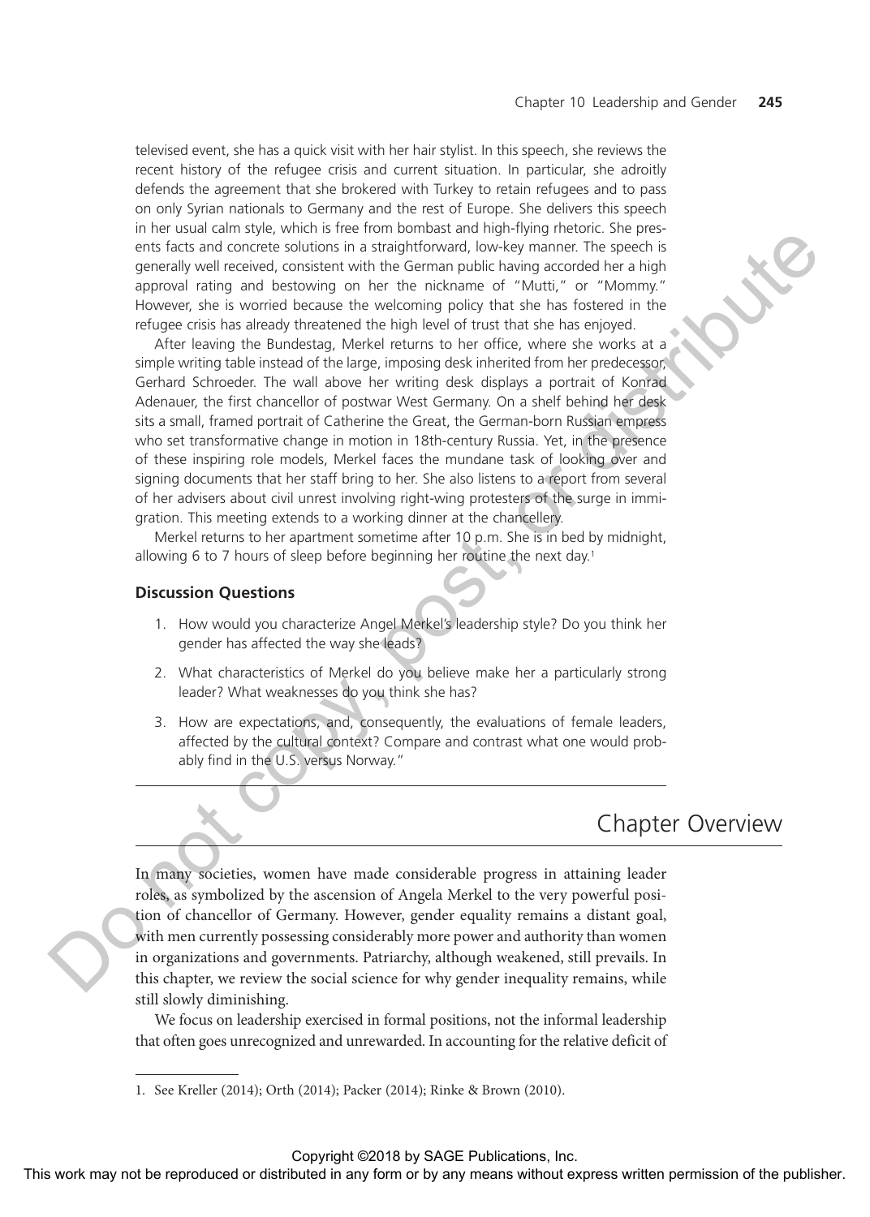televised event, she has a quick visit with her hair stylist. In this speech, she reviews the recent history of the refugee crisis and current situation. In particular, she adroitly defends the agreement that she brokered with Turkey to retain refugees and to pass on only Syrian nationals to Germany and the rest of Europe. She delivers this speech in her usual calm style, which is free from bombast and high-flying rhetoric. She presents facts and concrete solutions in a straightforward, low-key manner. The speech is generally well received, consistent with the German public having accorded her a high approval rating and bestowing on her the nickname of "Mutti," or "Mommy." However, she is worried because the welcoming policy that she has fostered in the refugee crisis has already threatened the high level of trust that she has enjoyed.

After leaving the Bundestag, Merkel returns to her office, where she works at a simple writing table instead of the large, imposing desk inherited from her predecessor, Gerhard Schroeder. The wall above her writing desk displays a portrait of Konrad Adenauer, the first chancellor of postwar West Germany. On a shelf behind her desk sits a small, framed portrait of Catherine the Great, the German-born Russian empress who set transformative change in motion in 18th-century Russia. Yet, in the presence of these inspiring role models, Merkel faces the mundane task of looking over and signing documents that her staff bring to her. She also listens to a report from several of her advisers about civil unrest involving right-wing protesters of the surge in immigration. This meeting extends to a working dinner at the chancellery.

Merkel returns to her apartment sometime after 10 p.m. She is in bed by midnight, allowing 6 to 7 hours of sleep before beginning her routine the next day.[1]

### Discussion Questions

1. How would you characterize Angel Merkel's leadership style? Do you think her gender has affected the way she leads?
2. What characteristics of Merkel do you believe make her a particularly strong leader? What weaknesses do you think she has?
3. How are expectations, and, consequently, the evaluations of female leaders, affected by the cultural context? Compare and contrast what one would probably find in the U.S. versus Norway."

## Chapter Overview

In many societies, women have made considerable progress in attaining leader roles, as symbolized by the ascension of Angela Merkel to the very powerful position of chancellor of Germany. However, gender equality remains a distant goal, with men currently possessing considerably more power and authority than women in organizations and governments. Patriarchy, although weakened, still prevails. In this chapter, we review the social science for why gender inequality remains, while still slowly diminishing.

We focus on leadership exercised in formal positions, not the informal leadership that often goes unrecognized and unrewarded. In accounting for the relative deficit of

1. See Kreller (2014); Orth (2014); Packer (2014); Rinke & Brown (2010).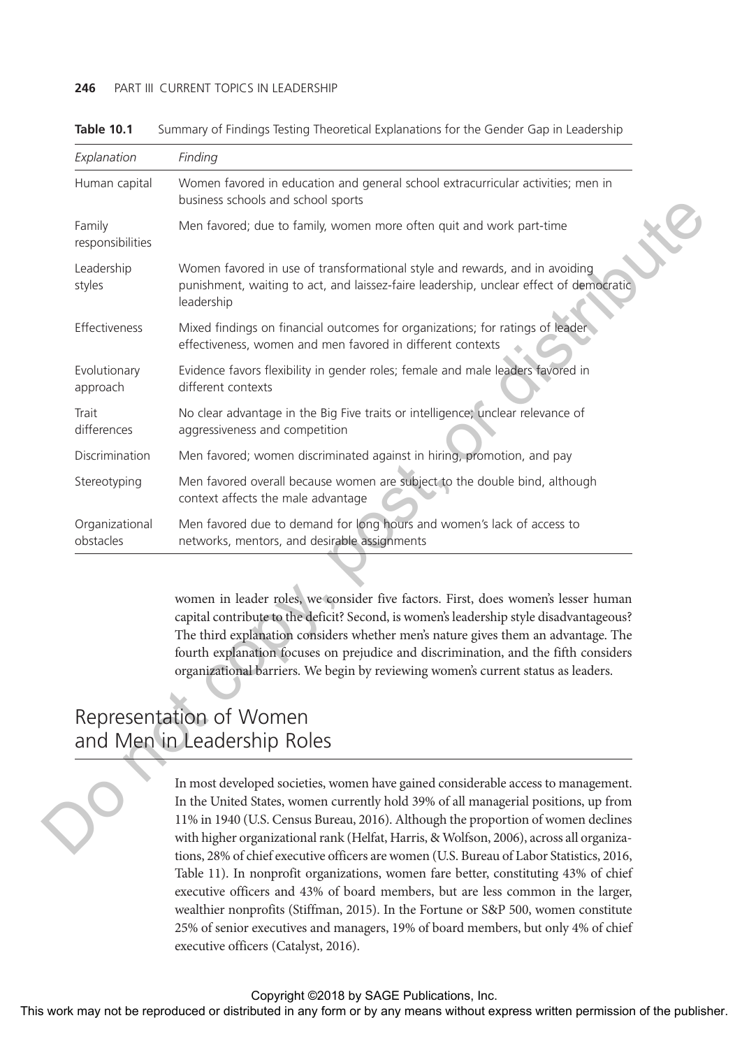**Table 10.1** Summary of Findings Testing Theoretical Explanations for the Gender Gap in Leadership

| *Explanation* | *Finding* |
|---|---|
| Human capital | Women favored in education and general school extracurricular activities; men in business schools and school sports |
| Family responsibilities | Men favored; due to family, women more often quit and work part-time |
| Leadership styles | Women favored in use of transformational style and rewards, and in avoiding punishment, waiting to act, and laissez-faire leadership, unclear effect of democratic leadership |
| Effectiveness | Mixed findings on financial outcomes for organizations; for ratings of leader effectiveness, women and men favored in different contexts |
| Evolutionary approach | Evidence favors flexibility in gender roles; female and male leaders favored in different contexts |
| Trait differences | No clear advantage in the Big Five traits or intelligence; unclear relevance of aggressiveness and competition |
| Discrimination | Men favored; women discriminated against in hiring, promotion, and pay |
| Stereotyping | Men favored overall because women are subject to the double bind, although context affects the male advantage |
| Organizational obstacles | Men favored due to demand for long hours and women's lack of access to networks, mentors, and desirable assignments |

women in leader roles, we consider five factors. First, does women's lesser human capital contribute to the deficit? Second, is women's leadership style disadvantageous? The third explanation considers whether men's nature gives them an advantage. The fourth explanation focuses on prejudice and discrimination, and the fifth considers organizational barriers. We begin by reviewing women's current status as leaders.

## Representation of Women and Men in Leadership Roles

In most developed societies, women have gained considerable access to management. In the United States, women currently hold 39% of all managerial positions, up from 11% in 1940 (U.S. Census Bureau, 2016). Although the proportion of women declines with higher organizational rank (Helfat, Harris, & Wolfson, 2006), across all organizations, 28% of chief executive officers are women (U.S. Bureau of Labor Statistics, 2016, Table 11). In nonprofit organizations, women fare better, constituting 43% of chief executive officers and 43% of board members, but are less common in the larger, wealthier nonprofits (Stiffman, 2015). In the Fortune or S&P 500, women constitute 25% of senior executives and managers, 19% of board members, but only 4% of chief executive officers (Catalyst, 2016).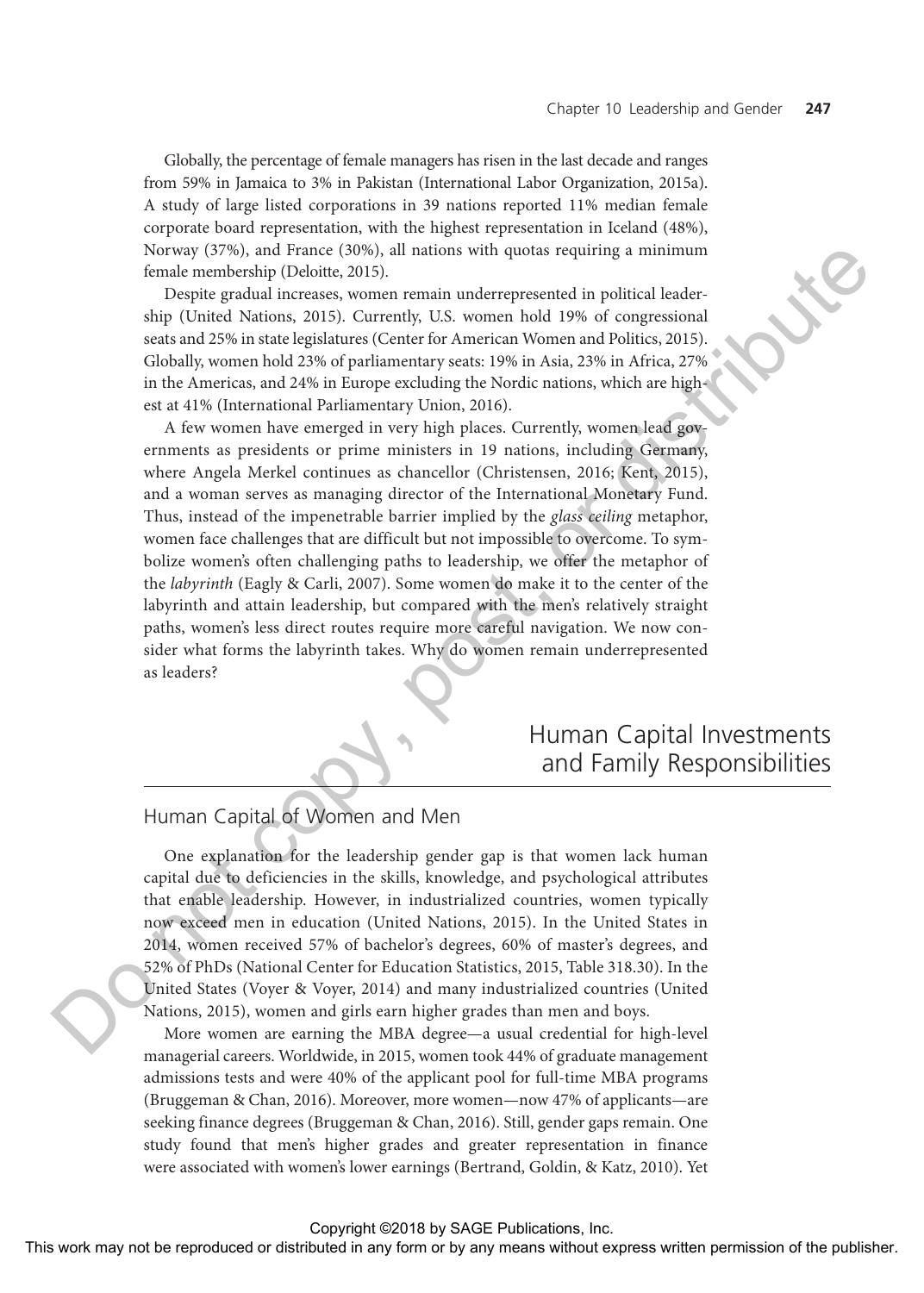Globally, the percentage of female managers has risen in the last decade and ranges from 59% in Jamaica to 3% in Pakistan (International Labor Organization, 2015a). A study of large listed corporations in 39 nations reported 11% median female corporate board representation, with the highest representation in Iceland (48%), Norway (37%), and France (30%), all nations with quotas requiring a minimum female membership (Deloitte, 2015).

Despite gradual increases, women remain underrepresented in political leadership (United Nations, 2015). Currently, U.S. women hold 19% of congressional seats and 25% in state legislatures (Center for American Women and Politics, 2015). Globally, women hold 23% of parliamentary seats: 19% in Asia, 23% in Africa, 27% in the Americas, and 24% in Europe excluding the Nordic nations, which are highest at 41% (International Parliamentary Union, 2016).

A few women have emerged in very high places. Currently, women lead governments as presidents or prime ministers in 19 nations, including Germany, where Angela Merkel continues as chancellor (Christensen, 2016; Kent, 2015), and a woman serves as managing director of the International Monetary Fund. Thus, instead of the impenetrable barrier implied by the *glass ceiling* metaphor, women face challenges that are difficult but not impossible to overcome. To symbolize women's often challenging paths to leadership, we offer the metaphor of the *labyrinth* (Eagly & Carli, 2007). Some women do make it to the center of the labyrinth and attain leadership, but compared with the men's relatively straight paths, women's less direct routes require more careful navigation. We now consider what forms the labyrinth takes. Why do women remain underrepresented as leaders?

## Human Capital Investments and Family Responsibilities

### Human Capital of Women and Men

One explanation for the leadership gender gap is that women lack human capital due to deficiencies in the skills, knowledge, and psychological attributes that enable leadership. However, in industrialized countries, women typically now exceed men in education (United Nations, 2015). In the United States in 2014, women received 57% of bachelor's degrees, 60% of master's degrees, and 52% of PhDs (National Center for Education Statistics, 2015, Table 318.30). In the United States (Voyer & Voyer, 2014) and many industrialized countries (United Nations, 2015), women and girls earn higher grades than men and boys.

More women are earning the MBA degree—a usual credential for high-level managerial careers. Worldwide, in 2015, women took 44% of graduate management admissions tests and were 40% of the applicant pool for full-time MBA programs (Bruggeman & Chan, 2016). Moreover, more women—now 47% of applicants—are seeking finance degrees (Bruggeman & Chan, 2016). Still, gender gaps remain. One study found that men's higher grades and greater representation in finance were associated with women's lower earnings (Bertrand, Goldin, & Katz, 2010). Yet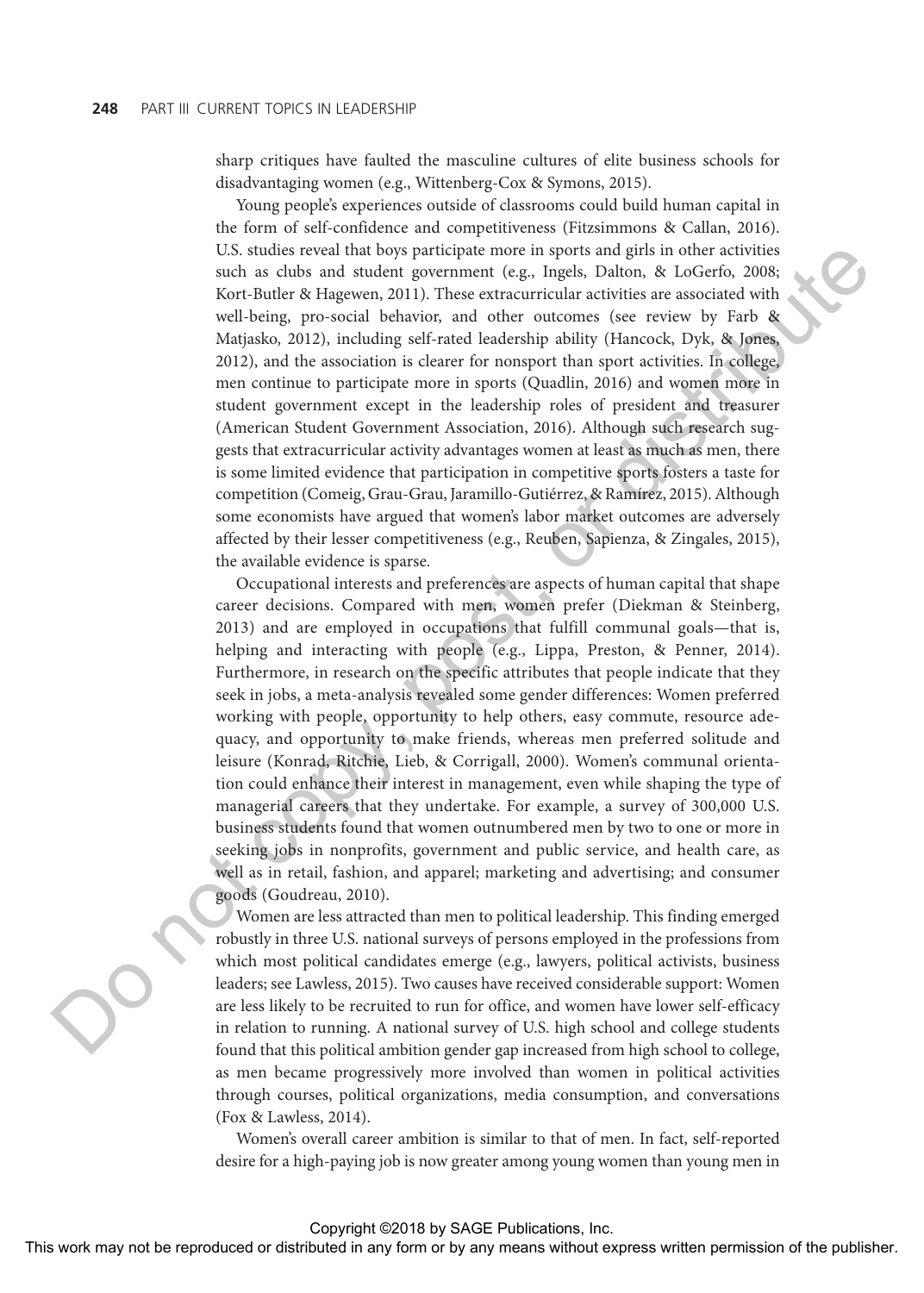sharp critiques have faulted the masculine cultures of elite business schools for disadvantaging women (e.g., Wittenberg-Cox & Symons, 2015).

Young people's experiences outside of classrooms could build human capital in the form of self-confidence and competitiveness (Fitzsimmons & Callan, 2016). U.S. studies reveal that boys participate more in sports and girls in other activities such as clubs and student government (e.g., Ingels, Dalton, & LoGerfo, 2008; Kort-Butler & Hagewen, 2011). These extracurricular activities are associated with well-being, pro-social behavior, and other outcomes (see review by Farb & Matjasko, 2012), including self-rated leadership ability (Hancock, Dyk, & Jones, 2012), and the association is clearer for nonsport than sport activities. In college, men continue to participate more in sports (Quadlin, 2016) and women more in student government except in the leadership roles of president and treasurer (American Student Government Association, 2016). Although such research suggests that extracurricular activity advantages women at least as much as men, there is some limited evidence that participation in competitive sports fosters a taste for competition (Comeig, Grau-Grau, Jaramillo-Gutiérrez, & Ramírez, 2015). Although some economists have argued that women's labor market outcomes are adversely affected by their lesser competitiveness (e.g., Reuben, Sapienza, & Zingales, 2015), the available evidence is sparse.

Occupational interests and preferences are aspects of human capital that shape career decisions. Compared with men, women prefer (Diekman & Steinberg, 2013) and are employed in occupations that fulfill communal goals—that is, helping and interacting with people (e.g., Lippa, Preston, & Penner, 2014). Furthermore, in research on the specific attributes that people indicate that they seek in jobs, a meta-analysis revealed some gender differences: Women preferred working with people, opportunity to help others, easy commute, resource adequacy, and opportunity to make friends, whereas men preferred solitude and leisure (Konrad, Ritchie, Lieb, & Corrigall, 2000). Women's communal orientation could enhance their interest in management, even while shaping the type of managerial careers that they undertake. For example, a survey of 300,000 U.S. business students found that women outnumbered men by two to one or more in seeking jobs in nonprofits, government and public service, and health care, as well as in retail, fashion, and apparel; marketing and advertising; and consumer goods (Goudreau, 2010).

Women are less attracted than men to political leadership. This finding emerged robustly in three U.S. national surveys of persons employed in the professions from which most political candidates emerge (e.g., lawyers, political activists, business leaders; see Lawless, 2015). Two causes have received considerable support: Women are less likely to be recruited to run for office, and women have lower self-efficacy in relation to running. A national survey of U.S. high school and college students found that this political ambition gender gap increased from high school to college, as men became progressively more involved than women in political activities through courses, political organizations, media consumption, and conversations (Fox & Lawless, 2014).

Women's overall career ambition is similar to that of men. In fact, self-reported desire for a high-paying job is now greater among young women than young men in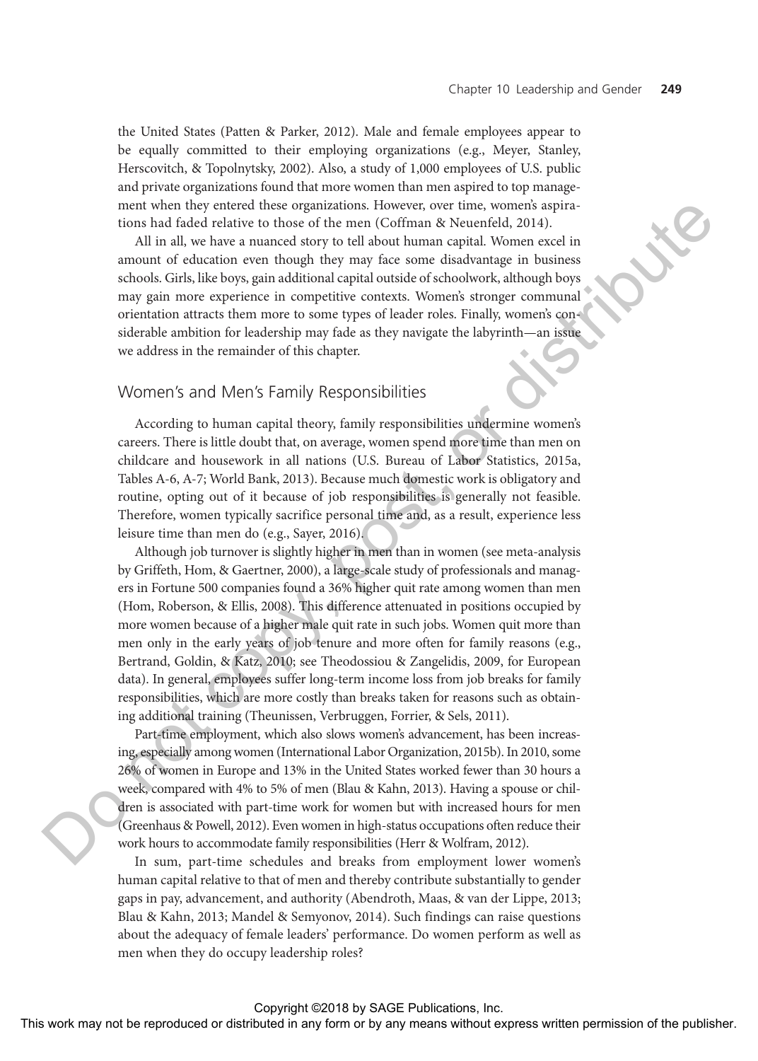the United States (Patten & Parker, 2012). Male and female employees appear to be equally committed to their employing organizations (e.g., Meyer, Stanley, Herscovitch, & Topolnytsky, 2002). Also, a study of 1,000 employees of U.S. public and private organizations found that more women than men aspired to top management when they entered these organizations. However, over time, women's aspirations had faded relative to those of the men (Coffman & Neuenfeld, 2014).

All in all, we have a nuanced story to tell about human capital. Women excel in amount of education even though they may face some disadvantage in business schools. Girls, like boys, gain additional capital outside of schoolwork, although boys may gain more experience in competitive contexts. Women's stronger communal orientation attracts them more to some types of leader roles. Finally, women's considerable ambition for leadership may fade as they navigate the labyrinth—an issue we address in the remainder of this chapter.

## Women's and Men's Family Responsibilities

According to human capital theory, family responsibilities undermine women's careers. There is little doubt that, on average, women spend more time than men on childcare and housework in all nations (U.S. Bureau of Labor Statistics, 2015a, Tables A-6, A-7; World Bank, 2013). Because much domestic work is obligatory and routine, opting out of it because of job responsibilities is generally not feasible. Therefore, women typically sacrifice personal time and, as a result, experience less leisure time than men do (e.g., Sayer, 2016).

Although job turnover is slightly higher in men than in women (see meta-analysis by Griffeth, Hom, & Gaertner, 2000), a large-scale study of professionals and managers in Fortune 500 companies found a 36% higher quit rate among women than men (Hom, Roberson, & Ellis, 2008). This difference attenuated in positions occupied by more women because of a higher male quit rate in such jobs. Women quit more than men only in the early years of job tenure and more often for family reasons (e.g., Bertrand, Goldin, & Katz, 2010; see Theodossiou & Zangelidis, 2009, for European data). In general, employees suffer long-term income loss from job breaks for family responsibilities, which are more costly than breaks taken for reasons such as obtaining additional training (Theunissen, Verbruggen, Forrier, & Sels, 2011).

Part-time employment, which also slows women's advancement, has been increasing, especially among women (International Labor Organization, 2015b). In 2010, some 26% of women in Europe and 13% in the United States worked fewer than 30 hours a week, compared with 4% to 5% of men (Blau & Kahn, 2013). Having a spouse or children is associated with part-time work for women but with increased hours for men (Greenhaus & Powell, 2012). Even women in high-status occupations often reduce their work hours to accommodate family responsibilities (Herr & Wolfram, 2012).

In sum, part-time schedules and breaks from employment lower women's human capital relative to that of men and thereby contribute substantially to gender gaps in pay, advancement, and authority (Abendroth, Maas, & van der Lippe, 2013; Blau & Kahn, 2013; Mandel & Semyonov, 2014). Such findings can raise questions about the adequacy of female leaders' performance. Do women perform as well as men when they do occupy leadership roles?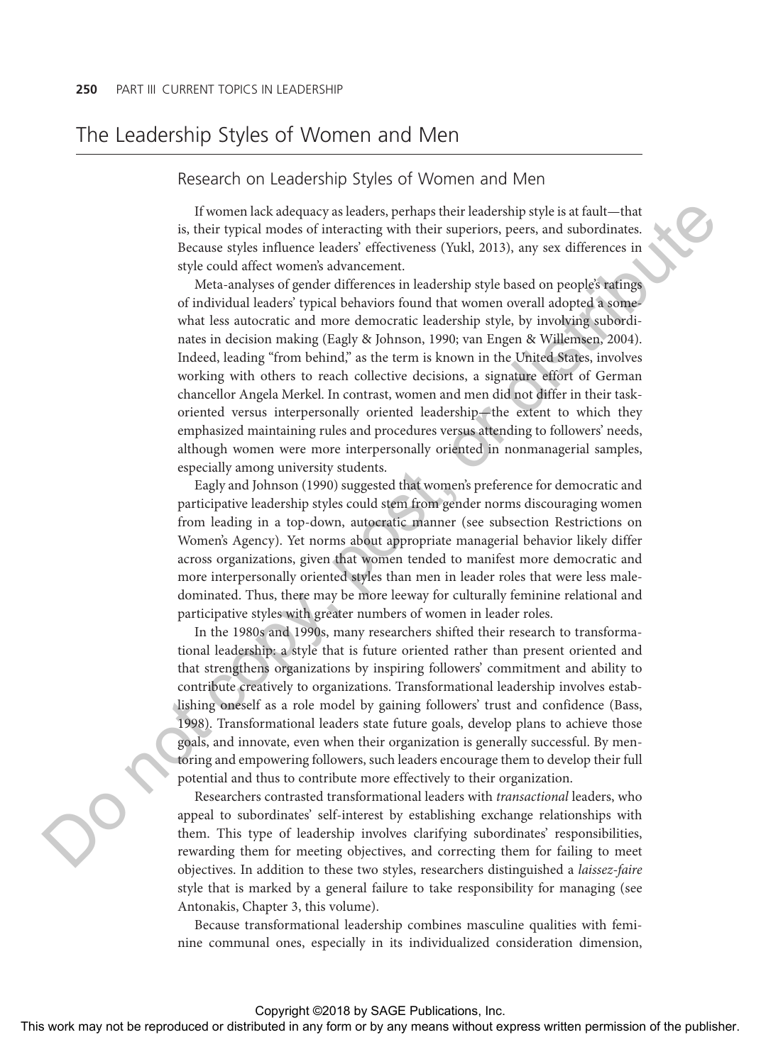# The Leadership Styles of Women and Men

## Research on Leadership Styles of Women and Men

If women lack adequacy as leaders, perhaps their leadership style is at fault—that is, their typical modes of interacting with their superiors, peers, and subordinates. Because styles influence leaders' effectiveness (Yukl, 2013), any sex differences in style could affect women's advancement.

Meta-analyses of gender differences in leadership style based on people's ratings of individual leaders' typical behaviors found that women overall adopted a somewhat less autocratic and more democratic leadership style, by involving subordinates in decision making (Eagly & Johnson, 1990; van Engen & Willemsen, 2004). Indeed, leading "from behind," as the term is known in the United States, involves working with others to reach collective decisions, a signature effort of German chancellor Angela Merkel. In contrast, women and men did not differ in their task-oriented versus interpersonally oriented leadership—the extent to which they emphasized maintaining rules and procedures versus attending to followers' needs, although women were more interpersonally oriented in nonmanagerial samples, especially among university students.

Eagly and Johnson (1990) suggested that women's preference for democratic and participative leadership styles could stem from gender norms discouraging women from leading in a top-down, autocratic manner (see subsection Restrictions on Women's Agency). Yet norms about appropriate managerial behavior likely differ across organizations, given that women tended to manifest more democratic and more interpersonally oriented styles than men in leader roles that were less male-dominated. Thus, there may be more leeway for culturally feminine relational and participative styles with greater numbers of women in leader roles.

In the 1980s and 1990s, many researchers shifted their research to transformational leadership: a style that is future oriented rather than present oriented and that strengthens organizations by inspiring followers' commitment and ability to contribute creatively to organizations. Transformational leadership involves establishing oneself as a role model by gaining followers' trust and confidence (Bass, 1998). Transformational leaders state future goals, develop plans to achieve those goals, and innovate, even when their organization is generally successful. By mentoring and empowering followers, such leaders encourage them to develop their full potential and thus to contribute more effectively to their organization.

Researchers contrasted transformational leaders with *transactional* leaders, who appeal to subordinates' self-interest by establishing exchange relationships with them. This type of leadership involves clarifying subordinates' responsibilities, rewarding them for meeting objectives, and correcting them for failing to meet objectives. In addition to these two styles, researchers distinguished a *laissez-faire* style that is marked by a general failure to take responsibility for managing (see Antonakis, Chapter 3, this volume).

Because transformational leadership combines masculine qualities with feminine communal ones, especially in its individualized consideration dimension,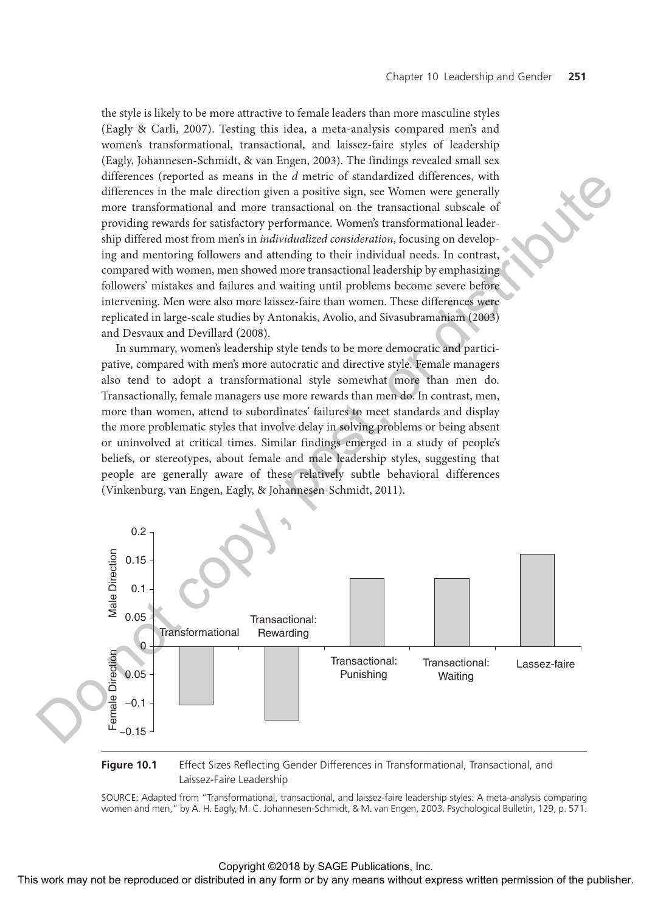the style is likely to be more attractive to female leaders than more masculine styles (Eagly & Carli, 2007). Testing this idea, a meta-analysis compared men's and women's transformational, transactional, and laissez-faire styles of leadership (Eagly, Johannesen-Schmidt, & van Engen, 2003). The findings revealed small sex differences (reported as means in the *d* metric of standardized differences, with differences in the male direction given a positive sign, see Women were generally more transformational and more transactional on the transactional subscale of providing rewards for satisfactory performance. Women's transformational leadership differed most from men's in *individualized consideration*, focusing on developing and mentoring followers and attending to their individual needs. In contrast, compared with women, men showed more transactional leadership by emphasizing followers' mistakes and failures and waiting until problems become severe before intervening. Men were also more laissez-faire than women. These differences were replicated in large-scale studies by Antonakis, Avolio, and Sivasubramaniam (2003) and Desvaux and Devillard (2008).

In summary, women's leadership style tends to be more democratic and participative, compared with men's more autocratic and directive style. Female managers also tend to adopt a transformational style somewhat more than men do. Transactionally, female managers use more rewards than men do. In contrast, men, more than women, attend to subordinates' failures to meet standards and display the more problematic styles that involve delay in solving problems or being absent or uninvolved at critical times. Similar findings emerged in a study of people's beliefs, or stereotypes, about female and male leadership styles, suggesting that people are generally aware of these relatively subtle behavioral differences (Vinkenburg, van Engen, Eagly, & Johannesen-Schmidt, 2011).

**Figure 10.1** Effect Sizes Reflecting Gender Differences in Transformational, Transactional, and Laissez-Faire Leadership

SOURCE: Adapted from "Transformational, transactional, and laissez-faire leadership styles: A meta-analysis comparing women and men," by A. H. Eagly, M. C. Johannesen-Schmidt, & M. van Engen, 2003. Psychological Bulletin, 129, p. 571.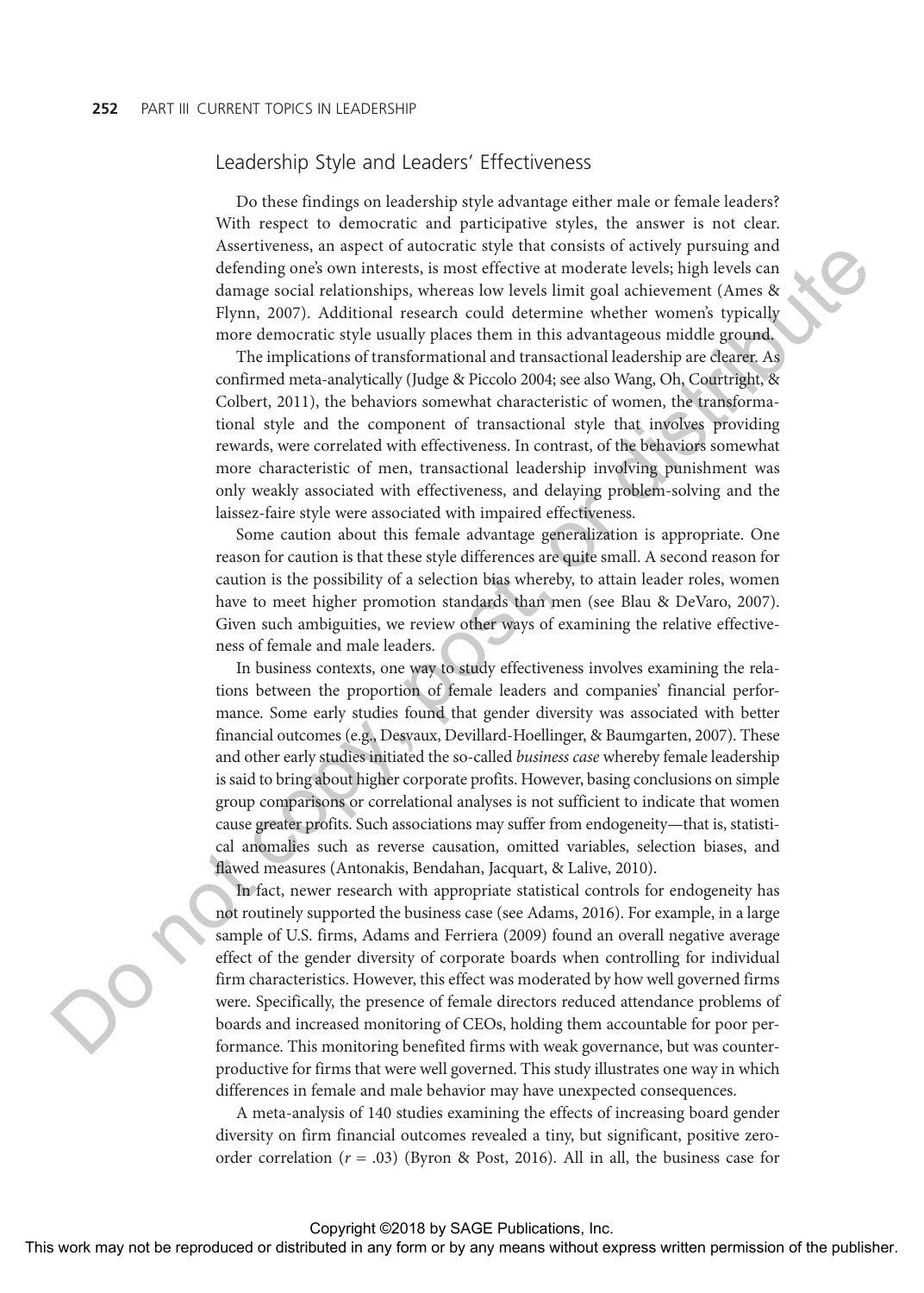## Leadership Style and Leaders' Effectiveness

Do these findings on leadership style advantage either male or female leaders? With respect to democratic and participative styles, the answer is not clear. Assertiveness, an aspect of autocratic style that consists of actively pursuing and defending one's own interests, is most effective at moderate levels; high levels can damage social relationships, whereas low levels limit goal achievement (Ames & Flynn, 2007). Additional research could determine whether women's typically more democratic style usually places them in this advantageous middle ground.

The implications of transformational and transactional leadership are clearer. As confirmed meta-analytically (Judge & Piccolo 2004; see also Wang, Oh, Courtright, & Colbert, 2011), the behaviors somewhat characteristic of women, the transformational style and the component of transactional style that involves providing rewards, were correlated with effectiveness. In contrast, of the behaviors somewhat more characteristic of men, transactional leadership involving punishment was only weakly associated with effectiveness, and delaying problem-solving and the laissez-faire style were associated with impaired effectiveness.

Some caution about this female advantage generalization is appropriate. One reason for caution is that these style differences are quite small. A second reason for caution is the possibility of a selection bias whereby, to attain leader roles, women have to meet higher promotion standards than men (see Blau & DeVaro, 2007). Given such ambiguities, we review other ways of examining the relative effectiveness of female and male leaders.

In business contexts, one way to study effectiveness involves examining the relations between the proportion of female leaders and companies' financial performance. Some early studies found that gender diversity was associated with better financial outcomes (e.g., Desvaux, Devillard-Hoellinger, & Baumgarten, 2007). These and other early studies initiated the so-called *business case* whereby female leadership is said to bring about higher corporate profits. However, basing conclusions on simple group comparisons or correlational analyses is not sufficient to indicate that women cause greater profits. Such associations may suffer from endogeneity—that is, statistical anomalies such as reverse causation, omitted variables, selection biases, and flawed measures (Antonakis, Bendahan, Jacquart, & Lalive, 2010).

In fact, newer research with appropriate statistical controls for endogeneity has not routinely supported the business case (see Adams, 2016). For example, in a large sample of U.S. firms, Adams and Ferriera (2009) found an overall negative average effect of the gender diversity of corporate boards when controlling for individual firm characteristics. However, this effect was moderated by how well governed firms were. Specifically, the presence of female directors reduced attendance problems of boards and increased monitoring of CEOs, holding them accountable for poor performance. This monitoring benefited firms with weak governance, but was counterproductive for firms that were well governed. This study illustrates one way in which differences in female and male behavior may have unexpected consequences.

A meta-analysis of 140 studies examining the effects of increasing board gender diversity on firm financial outcomes revealed a tiny, but significant, positive zero-order correlation ($r = .03$) (Byron & Post, 2016). All in all, the business case for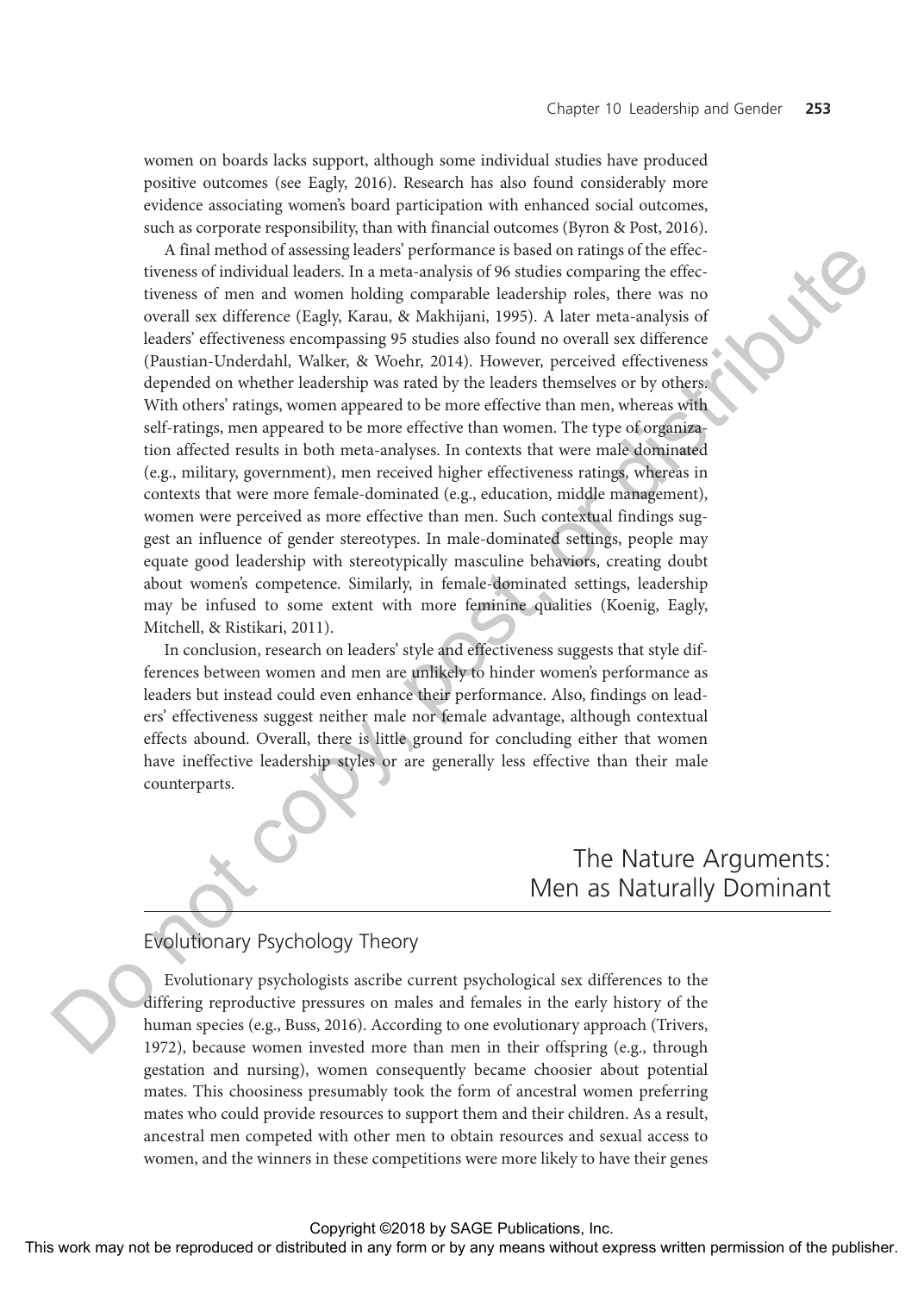women on boards lacks support, although some individual studies have produced positive outcomes (see Eagly, 2016). Research has also found considerably more evidence associating women's board participation with enhanced social outcomes, such as corporate responsibility, than with financial outcomes (Byron & Post, 2016).

A final method of assessing leaders' performance is based on ratings of the effectiveness of individual leaders. In a meta-analysis of 96 studies comparing the effectiveness of men and women holding comparable leadership roles, there was no overall sex difference (Eagly, Karau, & Makhijani, 1995). A later meta-analysis of leaders' effectiveness encompassing 95 studies also found no overall sex difference (Paustian-Underdahl, Walker, & Woehr, 2014). However, perceived effectiveness depended on whether leadership was rated by the leaders themselves or by others. With others' ratings, women appeared to be more effective than men, whereas with self-ratings, men appeared to be more effective than women. The type of organization affected results in both meta-analyses. In contexts that were male dominated (e.g., military, government), men received higher effectiveness ratings, whereas in contexts that were more female-dominated (e.g., education, middle management), women were perceived as more effective than men. Such contextual findings suggest an influence of gender stereotypes. In male-dominated settings, people may equate good leadership with stereotypically masculine behaviors, creating doubt about women's competence. Similarly, in female-dominated settings, leadership may be infused to some extent with more feminine qualities (Koenig, Eagly, Mitchell, & Ristikari, 2011).

In conclusion, research on leaders' style and effectiveness suggests that style differences between women and men are unlikely to hinder women's performance as leaders but instead could even enhance their performance. Also, findings on leaders' effectiveness suggest neither male nor female advantage, although contextual effects abound. Overall, there is little ground for concluding either that women have ineffective leadership styles or are generally less effective than their male counterparts.

## The Nature Arguments: Men as Naturally Dominant

### Evolutionary Psychology Theory

Evolutionary psychologists ascribe current psychological sex differences to the differing reproductive pressures on males and females in the early history of the human species (e.g., Buss, 2016). According to one evolutionary approach (Trivers, 1972), because women invested more than men in their offspring (e.g., through gestation and nursing), women consequently became choosier about potential mates. This choosiness presumably took the form of ancestral women preferring mates who could provide resources to support them and their children. As a result, ancestral men competed with other men to obtain resources and sexual access to women, and the winners in these competitions were more likely to have their genes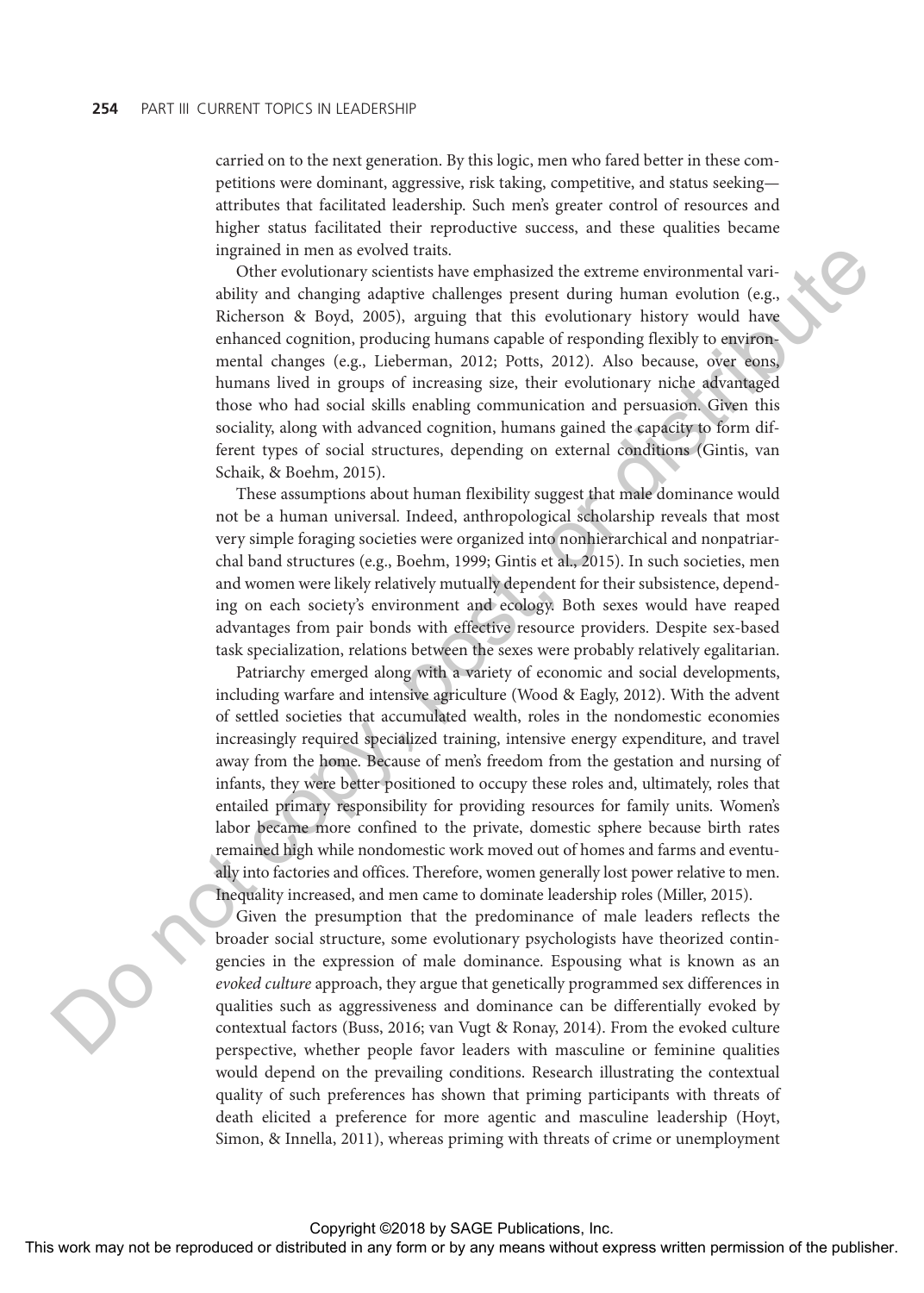carried on to the next generation. By this logic, men who fared better in these competitions were dominant, aggressive, risk taking, competitive, and status seeking—attributes that facilitated leadership. Such men's greater control of resources and higher status facilitated their reproductive success, and these qualities became ingrained in men as evolved traits.

Other evolutionary scientists have emphasized the extreme environmental variability and changing adaptive challenges present during human evolution (e.g., Richerson & Boyd, 2005), arguing that this evolutionary history would have enhanced cognition, producing humans capable of responding flexibly to environmental changes (e.g., Lieberman, 2012; Potts, 2012). Also because, over eons, humans lived in groups of increasing size, their evolutionary niche advantaged those who had social skills enabling communication and persuasion. Given this sociality, along with advanced cognition, humans gained the capacity to form different types of social structures, depending on external conditions (Gintis, van Schaik, & Boehm, 2015).

These assumptions about human flexibility suggest that male dominance would not be a human universal. Indeed, anthropological scholarship reveals that most very simple foraging societies were organized into nonhierarchical and nonpatriarchal band structures (e.g., Boehm, 1999; Gintis et al., 2015). In such societies, men and women were likely relatively mutually dependent for their subsistence, depending on each society's environment and ecology. Both sexes would have reaped advantages from pair bonds with effective resource providers. Despite sex-based task specialization, relations between the sexes were probably relatively egalitarian.

Patriarchy emerged along with a variety of economic and social developments, including warfare and intensive agriculture (Wood & Eagly, 2012). With the advent of settled societies that accumulated wealth, roles in the nondomestic economies increasingly required specialized training, intensive energy expenditure, and travel away from the home. Because of men's freedom from the gestation and nursing of infants, they were better positioned to occupy these roles and, ultimately, roles that entailed primary responsibility for providing resources for family units. Women's labor became more confined to the private, domestic sphere because birth rates remained high while nondomestic work moved out of homes and farms and eventually into factories and offices. Therefore, women generally lost power relative to men. Inequality increased, and men came to dominate leadership roles (Miller, 2015).

Given the presumption that the predominance of male leaders reflects the broader social structure, some evolutionary psychologists have theorized contingencies in the expression of male dominance. Espousing what is known as an *evoked culture* approach, they argue that genetically programmed sex differences in qualities such as aggressiveness and dominance can be differentially evoked by contextual factors (Buss, 2016; van Vugt & Ronay, 2014). From the evoked culture perspective, whether people favor leaders with masculine or feminine qualities would depend on the prevailing conditions. Research illustrating the contextual quality of such preferences has shown that priming participants with threats of death elicited a preference for more agentic and masculine leadership (Hoyt, Simon, & Innella, 2011), whereas priming with threats of crime or unemployment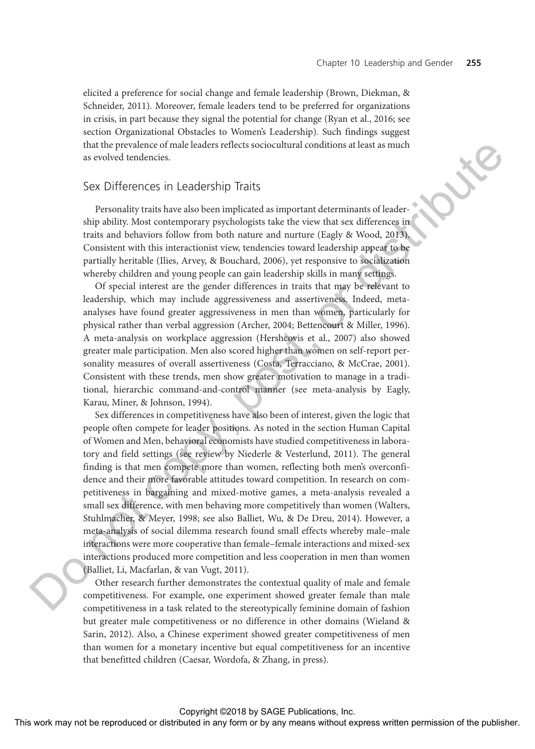elicited a preference for social change and female leadership (Brown, Diekman, & Schneider, 2011). Moreover, female leaders tend to be preferred for organizations in crisis, in part because they signal the potential for change (Ryan et al., 2016; see section Organizational Obstacles to Women's Leadership). Such findings suggest that the prevalence of male leaders reflects sociocultural conditions at least as much as evolved tendencies.

## Sex Differences in Leadership Traits

Personality traits have also been implicated as important determinants of leadership ability. Most contemporary psychologists take the view that sex differences in traits and behaviors follow from both nature and nurture (Eagly & Wood, 2013). Consistent with this interactionist view, tendencies toward leadership appear to be partially heritable (Ilies, Arvey, & Bouchard, 2006), yet responsive to socialization whereby children and young people can gain leadership skills in many settings.

Of special interest are the gender differences in traits that may be relevant to leadership, which may include aggressiveness and assertiveness. Indeed, meta-analyses have found greater aggressiveness in men than women, particularly for physical rather than verbal aggression (Archer, 2004; Bettencourt & Miller, 1996). A meta-analysis on workplace aggression (Hershcovis et al., 2007) also showed greater male participation. Men also scored higher than women on self-report personality measures of overall assertiveness (Costa, Terracciano, & McCrae, 2001). Consistent with these trends, men show greater motivation to manage in a traditional, hierarchic command-and-control manner (see meta-analysis by Eagly, Karau, Miner, & Johnson, 1994).

Sex differences in competitiveness have also been of interest, given the logic that people often compete for leader positions. As noted in the section Human Capital of Women and Men, behavioral economists have studied competitiveness in laboratory and field settings (see review by Niederle & Vesterlund, 2011). The general finding is that men compete more than women, reflecting both men's overconfidence and their more favorable attitudes toward competition. In research on competitiveness in bargaining and mixed-motive games, a meta-analysis revealed a small sex difference, with men behaving more competitively than women (Walters, Stuhlmacher, & Meyer, 1998; see also Balliet, Wu, & De Dreu, 2014). However, a meta-analysis of social dilemma research found small effects whereby male–male interactions were more cooperative than female–female interactions and mixed-sex interactions produced more competition and less cooperation in men than women (Balliet, Li, Macfarlan, & van Vugt, 2011).

Other research further demonstrates the contextual quality of male and female competitiveness. For example, one experiment showed greater female than male competitiveness in a task related to the stereotypically feminine domain of fashion but greater male competitiveness or no difference in other domains (Wieland & Sarin, 2012). Also, a Chinese experiment showed greater competitiveness of men than women for a monetary incentive but equal competitiveness for an incentive that benefitted children (Caesar, Wordofa, & Zhang, in press).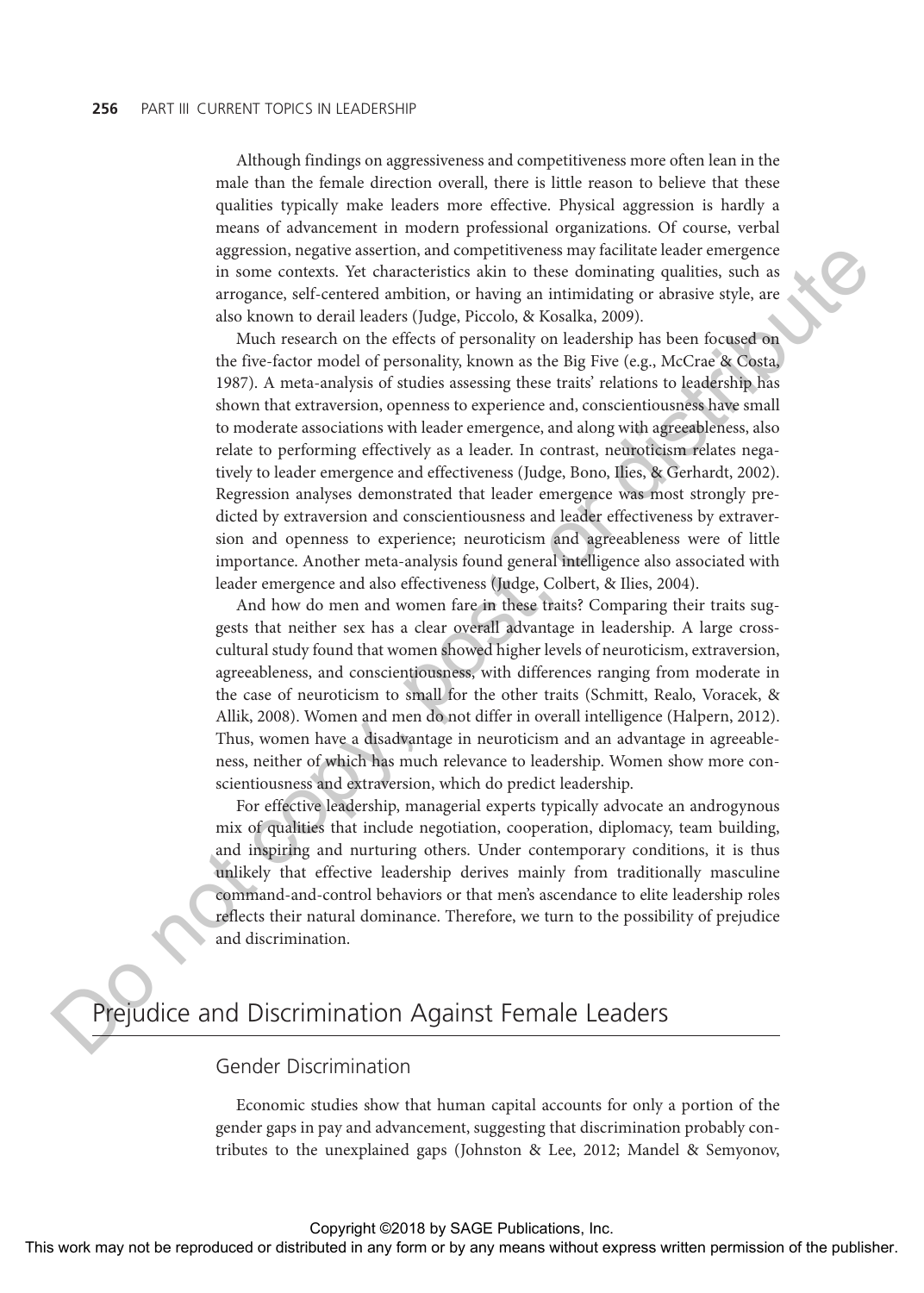Although findings on aggressiveness and competitiveness more often lean in the male than the female direction overall, there is little reason to believe that these qualities typically make leaders more effective. Physical aggression is hardly a means of advancement in modern professional organizations. Of course, verbal aggression, negative assertion, and competitiveness may facilitate leader emergence in some contexts. Yet characteristics akin to these dominating qualities, such as arrogance, self-centered ambition, or having an intimidating or abrasive style, are also known to derail leaders (Judge, Piccolo, & Kosalka, 2009).

Much research on the effects of personality on leadership has been focused on the five-factor model of personality, known as the Big Five (e.g., McCrae & Costa, 1987). A meta-analysis of studies assessing these traits' relations to leadership has shown that extraversion, openness to experience and, conscientiousness have small to moderate associations with leader emergence, and along with agreeableness, also relate to performing effectively as a leader. In contrast, neuroticism relates negatively to leader emergence and effectiveness (Judge, Bono, Ilies, & Gerhardt, 2002). Regression analyses demonstrated that leader emergence was most strongly predicted by extraversion and conscientiousness and leader effectiveness by extraversion and openness to experience; neuroticism and agreeableness were of little importance. Another meta-analysis found general intelligence also associated with leader emergence and also effectiveness (Judge, Colbert, & Ilies, 2004).

And how do men and women fare in these traits? Comparing their traits suggests that neither sex has a clear overall advantage in leadership. A large cross-cultural study found that women showed higher levels of neuroticism, extraversion, agreeableness, and conscientiousness, with differences ranging from moderate in the case of neuroticism to small for the other traits (Schmitt, Realo, Voracek, & Allik, 2008). Women and men do not differ in overall intelligence (Halpern, 2012). Thus, women have a disadvantage in neuroticism and an advantage in agreeableness, neither of which has much relevance to leadership. Women show more conscientiousness and extraversion, which do predict leadership.

For effective leadership, managerial experts typically advocate an androgynous mix of qualities that include negotiation, cooperation, diplomacy, team building, and inspiring and nurturing others. Under contemporary conditions, it is thus unlikely that effective leadership derives mainly from traditionally masculine command-and-control behaviors or that men's ascendance to elite leadership roles reflects their natural dominance. Therefore, we turn to the possibility of prejudice and discrimination.

## Prejudice and Discrimination Against Female Leaders

### Gender Discrimination

Economic studies show that human capital accounts for only a portion of the gender gaps in pay and advancement, suggesting that discrimination probably contributes to the unexplained gaps (Johnston & Lee, 2012; Mandel & Semyonov,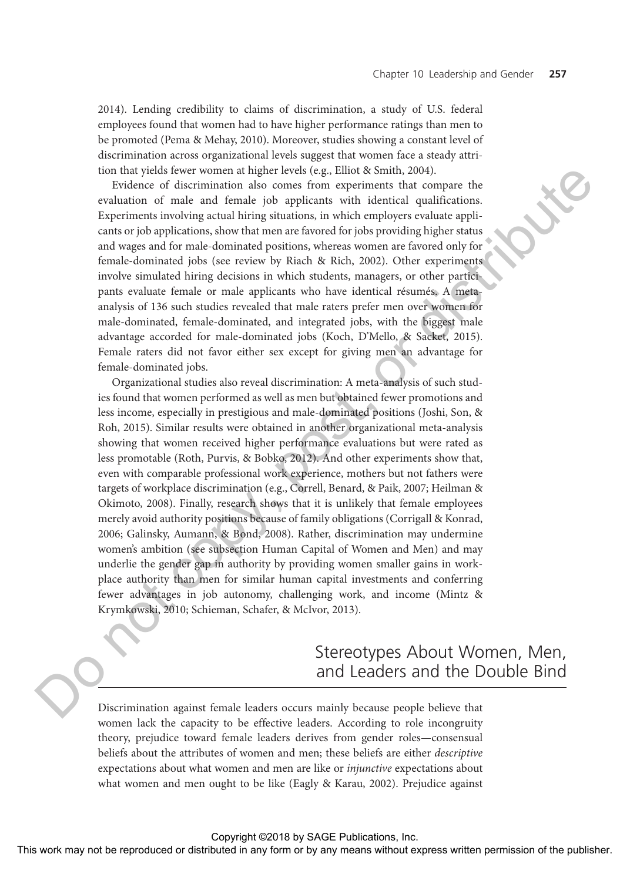2014). Lending credibility to claims of discrimination, a study of U.S. federal employees found that women had to have higher performance ratings than men to be promoted (Pema & Mehay, 2010). Moreover, studies showing a constant level of discrimination across organizational levels suggest that women face a steady attrition that yields fewer women at higher levels (e.g., Elliot & Smith, 2004).

Evidence of discrimination also comes from experiments that compare the evaluation of male and female job applicants with identical qualifications. Experiments involving actual hiring situations, in which employers evaluate applicants or job applications, show that men are favored for jobs providing higher status and wages and for male-dominated positions, whereas women are favored only for female-dominated jobs (see review by Riach & Rich, 2002). Other experiments involve simulated hiring decisions in which students, managers, or other participants evaluate female or male applicants who have identical résumés. A meta-analysis of 136 such studies revealed that male raters prefer men over women for male-dominated, female-dominated, and integrated jobs, with the biggest male advantage accorded for male-dominated jobs (Koch, D'Mello, & Sacket, 2015). Female raters did not favor either sex except for giving men an advantage for female-dominated jobs.

Organizational studies also reveal discrimination: A meta-analysis of such studies found that women performed as well as men but obtained fewer promotions and less income, especially in prestigious and male-dominated positions (Joshi, Son, & Roh, 2015). Similar results were obtained in another organizational meta-analysis showing that women received higher performance evaluations but were rated as less promotable (Roth, Purvis, & Bobko, 2012). And other experiments show that, even with comparable professional work experience, mothers but not fathers were targets of workplace discrimination (e.g., Correll, Benard, & Paik, 2007; Heilman & Okimoto, 2008). Finally, research shows that it is unlikely that female employees merely avoid authority positions because of family obligations (Corrigall & Konrad, 2006; Galinsky, Aumann, & Bond, 2008). Rather, discrimination may undermine women's ambition (see subsection Human Capital of Women and Men) and may underlie the gender gap in authority by providing women smaller gains in workplace authority than men for similar human capital investments and conferring fewer advantages in job autonomy, challenging work, and income (Mintz & Krymkowski, 2010; Schieman, Schafer, & McIvor, 2013).

## Stereotypes About Women, Men, and Leaders and the Double Bind

Discrimination against female leaders occurs mainly because people believe that women lack the capacity to be effective leaders. According to role incongruity theory, prejudice toward female leaders derives from gender roles—consensual beliefs about the attributes of women and men; these beliefs are either *descriptive* expectations about what women and men are like or *injunctive* expectations about what women and men ought to be like (Eagly & Karau, 2002). Prejudice against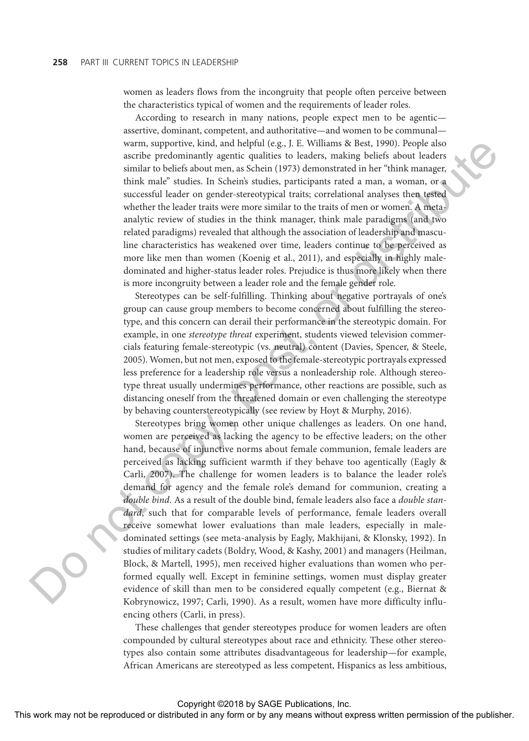women as leaders flows from the incongruity that people often perceive between the characteristics typical of women and the requirements of leader roles.

According to research in many nations, people expect men to be agentic—assertive, dominant, competent, and authoritative—and women to be communal—warm, supportive, kind, and helpful (e.g., J. E. Williams & Best, 1990). People also ascribe predominantly agentic qualities to leaders, making beliefs about leaders similar to beliefs about men, as Schein (1973) demonstrated in her "think manager, think male" studies. In Schein's studies, participants rated a man, a woman, or a successful leader on gender-stereotypical traits; correlational analyses then tested whether the leader traits were more similar to the traits of men or women. A meta-analytic review of studies in the think manager, think male paradigms (and two related paradigms) revealed that although the association of leadership and masculine characteristics has weakened over time, leaders continue to be perceived as more like men than women (Koenig et al., 2011), and especially in highly male-dominated and higher-status leader roles. Prejudice is thus more likely when there is more incongruity between a leader role and the female gender role.

Stereotypes can be self-fulfilling. Thinking about negative portrayals of one's group can cause group members to become concerned about fulfilling the stereotype, and this concern can derail their performance in the stereotypic domain. For example, in one *stereotype threat* experiment, students viewed television commercials featuring female-stereotypic (vs. neutral) content (Davies, Spencer, & Steele, 2005). Women, but not men, exposed to the female-stereotypic portrayals expressed less preference for a leadership role versus a nonleadership role. Although stereotype threat usually undermines performance, other reactions are possible, such as distancing oneself from the threatened domain or even challenging the stereotype by behaving counterstereotypically (see review by Hoyt & Murphy, 2016).

Stereotypes bring women other unique challenges as leaders. On one hand, women are perceived as lacking the agency to be effective leaders; on the other hand, because of injunctive norms about female communion, female leaders are perceived as lacking sufficient warmth if they behave too agentically (Eagly & Carli, 2007). The challenge for women leaders is to balance the leader role's demand for agency and the female role's demand for communion, creating a *double bind*. As a result of the double bind, female leaders also face a *double standard*, such that for comparable levels of performance, female leaders overall receive somewhat lower evaluations than male leaders, especially in male-dominated settings (see meta-analysis by Eagly, Makhijani, & Klonsky, 1992). In studies of military cadets (Boldry, Wood, & Kashy, 2001) and managers (Heilman, Block, & Martell, 1995), men received higher evaluations than women who performed equally well. Except in feminine settings, women must display greater evidence of skill than men to be considered equally competent (e.g., Biernat & Kobrynowicz, 1997; Carli, 1990). As a result, women have more difficulty influencing others (Carli, in press).

These challenges that gender stereotypes produce for women leaders are often compounded by cultural stereotypes about race and ethnicity. These other stereotypes also contain some attributes disadvantageous for leadership—for example, African Americans are stereotyped as less competent, Hispanics as less ambitious,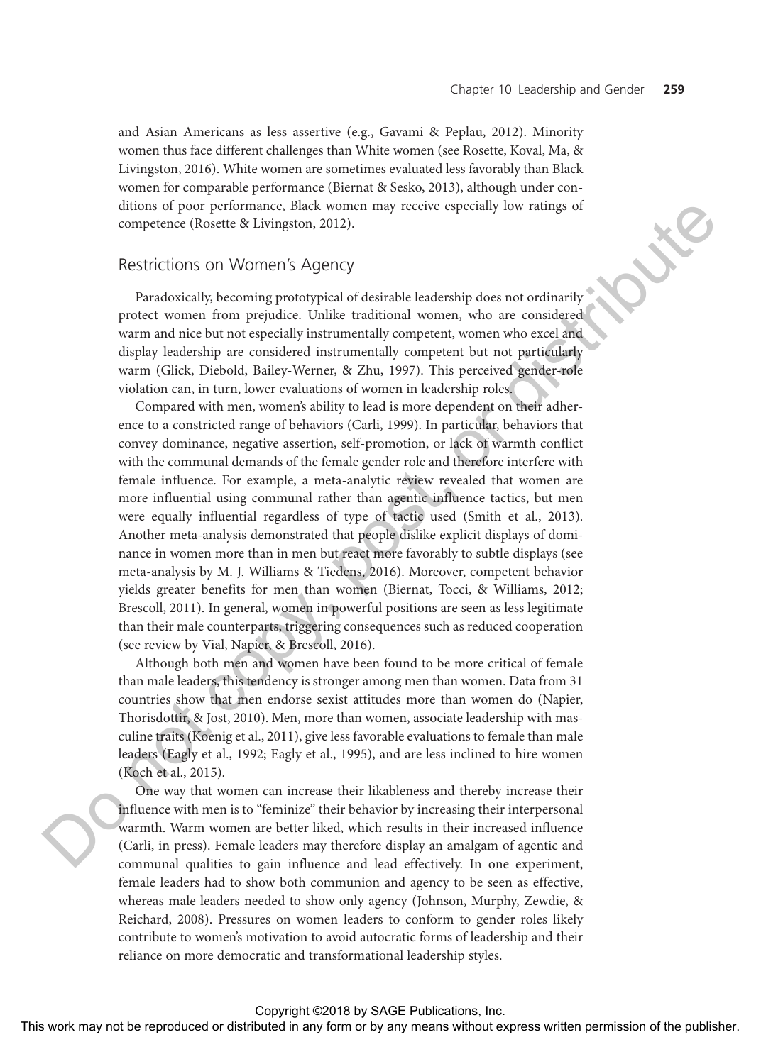and Asian Americans as less assertive (e.g., Gavami & Peplau, 2012). Minority women thus face different challenges than White women (see Rosette, Koval, Ma, & Livingston, 2016). White women are sometimes evaluated less favorably than Black women for comparable performance (Biernat & Sesko, 2013), although under conditions of poor performance, Black women may receive especially low ratings of competence (Rosette & Livingston, 2012).

## Restrictions on Women's Agency

Paradoxically, becoming prototypical of desirable leadership does not ordinarily protect women from prejudice. Unlike traditional women, who are considered warm and nice but not especially instrumentally competent, women who excel and display leadership are considered instrumentally competent but not particularly warm (Glick, Diebold, Bailey-Werner, & Zhu, 1997). This perceived gender-role violation can, in turn, lower evaluations of women in leadership roles.

Compared with men, women's ability to lead is more dependent on their adherence to a constricted range of behaviors (Carli, 1999). In particular, behaviors that convey dominance, negative assertion, self-promotion, or lack of warmth conflict with the communal demands of the female gender role and therefore interfere with female influence. For example, a meta-analytic review revealed that women are more influential using communal rather than agentic influence tactics, but men were equally influential regardless of type of tactic used (Smith et al., 2013). Another meta-analysis demonstrated that people dislike explicit displays of dominance in women more than in men but react more favorably to subtle displays (see meta-analysis by M. J. Williams & Tiedens, 2016). Moreover, competent behavior yields greater benefits for men than women (Biernat, Tocci, & Williams, 2012; Brescoll, 2011). In general, women in powerful positions are seen as less legitimate than their male counterparts, triggering consequences such as reduced cooperation (see review by Vial, Napier, & Brescoll, 2016).

Although both men and women have been found to be more critical of female than male leaders, this tendency is stronger among men than women. Data from 31 countries show that men endorse sexist attitudes more than women do (Napier, Thorisdottir, & Jost, 2010). Men, more than women, associate leadership with masculine traits (Koenig et al., 2011), give less favorable evaluations to female than male leaders (Eagly et al., 1992; Eagly et al., 1995), and are less inclined to hire women (Koch et al., 2015).

One way that women can increase their likableness and thereby increase their influence with men is to "feminize" their behavior by increasing their interpersonal warmth. Warm women are better liked, which results in their increased influence (Carli, in press). Female leaders may therefore display an amalgam of agentic and communal qualities to gain influence and lead effectively. In one experiment, female leaders had to show both communion and agency to be seen as effective, whereas male leaders needed to show only agency (Johnson, Murphy, Zewdie, & Reichard, 2008). Pressures on women leaders to conform to gender roles likely contribute to women's motivation to avoid autocratic forms of leadership and their reliance on more democratic and transformational leadership styles.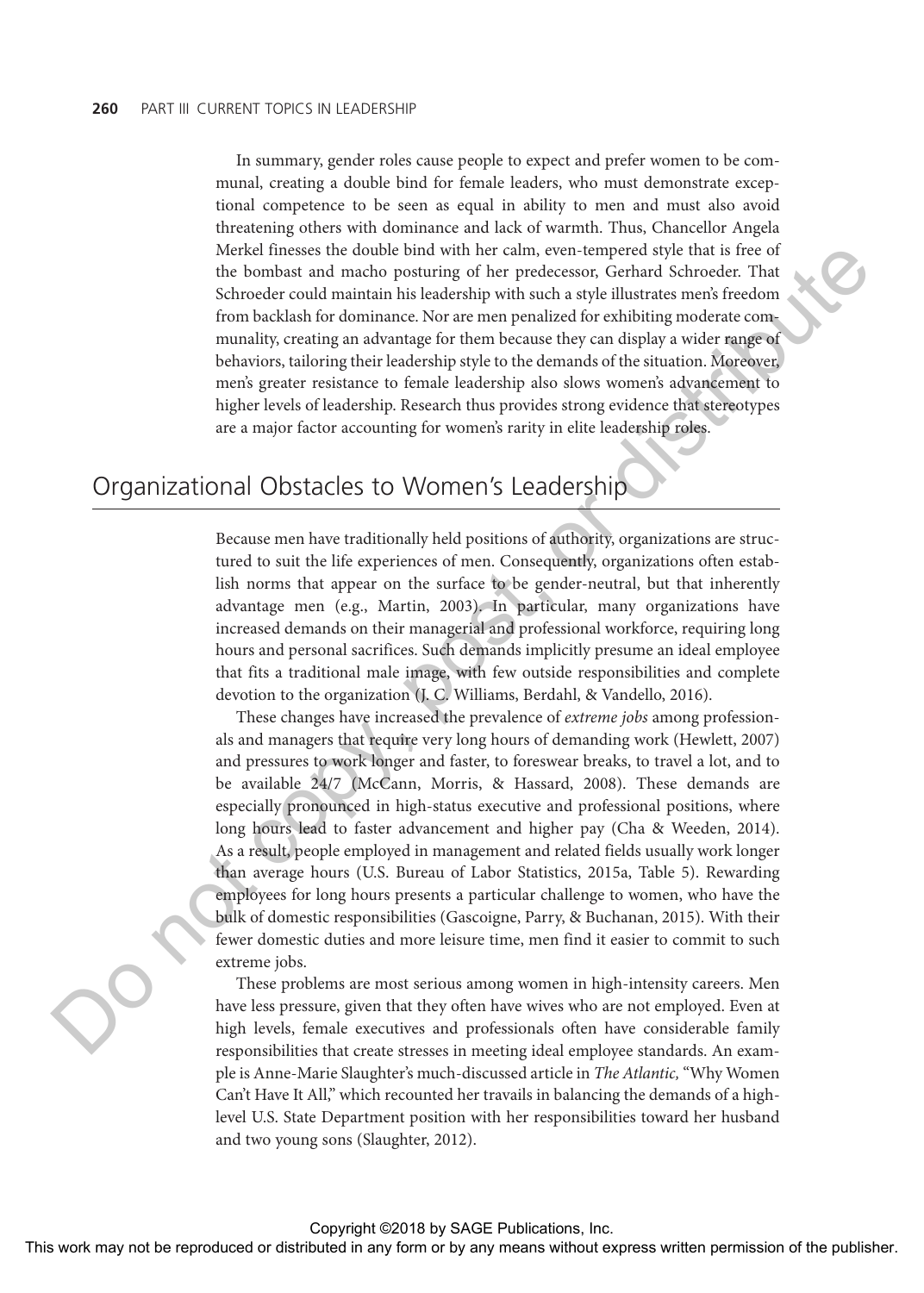In summary, gender roles cause people to expect and prefer women to be communal, creating a double bind for female leaders, who must demonstrate exceptional competence to be seen as equal in ability to men and must also avoid threatening others with dominance and lack of warmth. Thus, Chancellor Angela Merkel finesses the double bind with her calm, even-tempered style that is free of the bombast and macho posturing of her predecessor, Gerhard Schroeder. That Schroeder could maintain his leadership with such a style illustrates men's freedom from backlash for dominance. Nor are men penalized for exhibiting moderate communality, creating an advantage for them because they can display a wider range of behaviors, tailoring their leadership style to the demands of the situation. Moreover, men's greater resistance to female leadership also slows women's advancement to higher levels of leadership. Research thus provides strong evidence that stereotypes are a major factor accounting for women's rarity in elite leadership roles.

## Organizational Obstacles to Women's Leadership

Because men have traditionally held positions of authority, organizations are structured to suit the life experiences of men. Consequently, organizations often establish norms that appear on the surface to be gender-neutral, but that inherently advantage men (e.g., Martin, 2003). In particular, many organizations have increased demands on their managerial and professional workforce, requiring long hours and personal sacrifices. Such demands implicitly presume an ideal employee that fits a traditional male image, with few outside responsibilities and complete devotion to the organization (J. C. Williams, Berdahl, & Vandello, 2016).

These changes have increased the prevalence of *extreme jobs* among professionals and managers that require very long hours of demanding work (Hewlett, 2007) and pressures to work longer and faster, to foreswear breaks, to travel a lot, and to be available 24/7 (McCann, Morris, & Hassard, 2008). These demands are especially pronounced in high-status executive and professional positions, where long hours lead to faster advancement and higher pay (Cha & Weeden, 2014). As a result, people employed in management and related fields usually work longer than average hours (U.S. Bureau of Labor Statistics, 2015a, Table 5). Rewarding employees for long hours presents a particular challenge to women, who have the bulk of domestic responsibilities (Gascoigne, Parry, & Buchanan, 2015). With their fewer domestic duties and more leisure time, men find it easier to commit to such extreme jobs.

These problems are most serious among women in high-intensity careers. Men have less pressure, given that they often have wives who are not employed. Even at high levels, female executives and professionals often have considerable family responsibilities that create stresses in meeting ideal employee standards. An example is Anne-Marie Slaughter's much-discussed article in *The Atlantic,* "Why Women Can't Have It All," which recounted her travails in balancing the demands of a high-level U.S. State Department position with her responsibilities toward her husband and two young sons (Slaughter, 2012).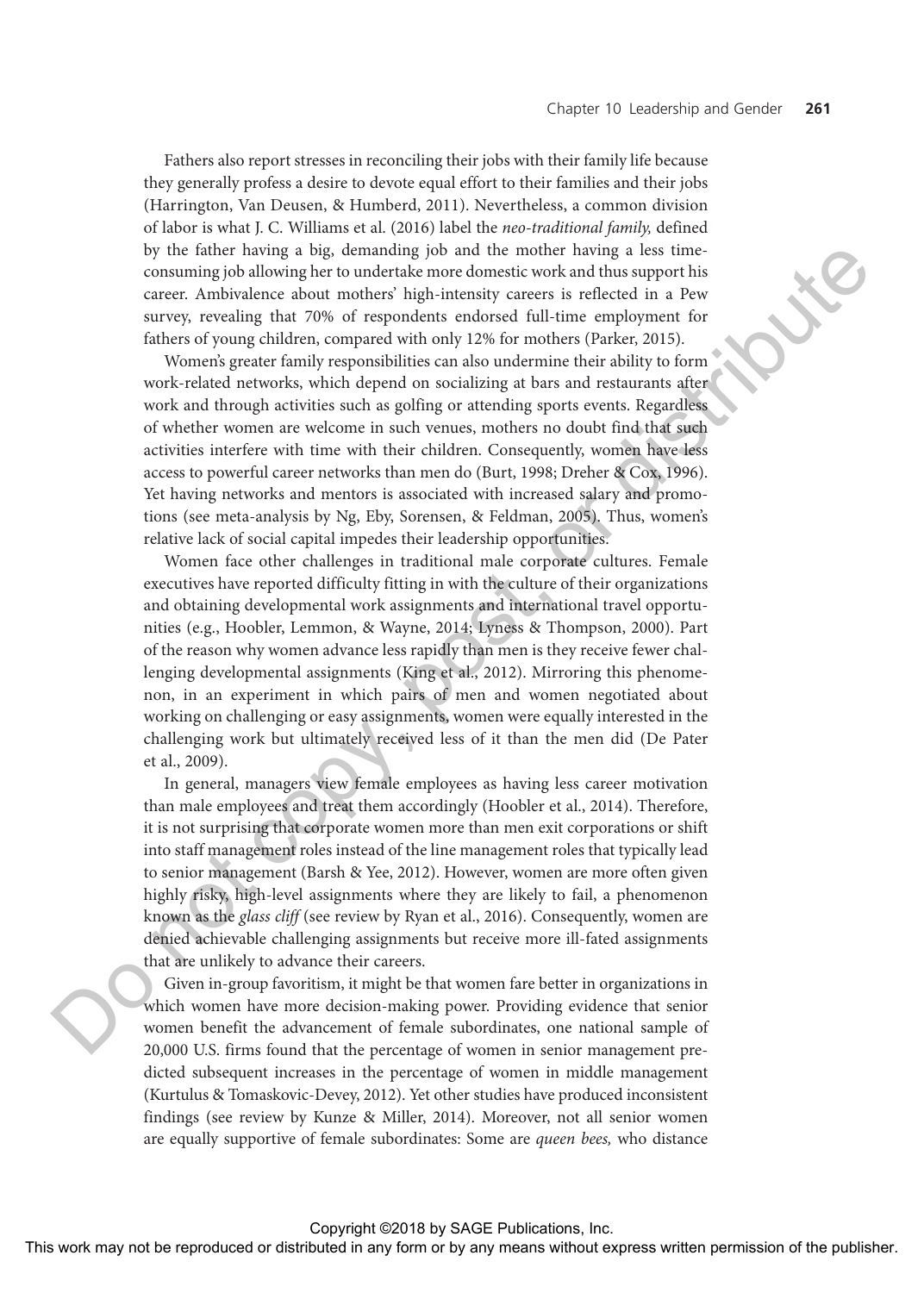Fathers also report stresses in reconciling their jobs with their family life because they generally profess a desire to devote equal effort to their families and their jobs (Harrington, Van Deusen, & Humberd, 2011). Nevertheless, a common division of labor is what J. C. Williams et al. (2016) label the *neo-traditional family,* defined by the father having a big, demanding job and the mother having a less time-consuming job allowing her to undertake more domestic work and thus support his career. Ambivalence about mothers' high-intensity careers is reflected in a Pew survey, revealing that 70% of respondents endorsed full-time employment for fathers of young children, compared with only 12% for mothers (Parker, 2015).

Women's greater family responsibilities can also undermine their ability to form work-related networks, which depend on socializing at bars and restaurants after work and through activities such as golfing or attending sports events. Regardless of whether women are welcome in such venues, mothers no doubt find that such activities interfere with time with their children. Consequently, women have less access to powerful career networks than men do (Burt, 1998; Dreher & Cox, 1996). Yet having networks and mentors is associated with increased salary and promotions (see meta-analysis by Ng, Eby, Sorensen, & Feldman, 2005). Thus, women's relative lack of social capital impedes their leadership opportunities.

Women face other challenges in traditional male corporate cultures. Female executives have reported difficulty fitting in with the culture of their organizations and obtaining developmental work assignments and international travel opportunities (e.g., Hoobler, Lemmon, & Wayne, 2014; Lyness & Thompson, 2000). Part of the reason why women advance less rapidly than men is they receive fewer challenging developmental assignments (King et al., 2012). Mirroring this phenomenon, in an experiment in which pairs of men and women negotiated about working on challenging or easy assignments, women were equally interested in the challenging work but ultimately received less of it than the men did (De Pater et al., 2009).

In general, managers view female employees as having less career motivation than male employees and treat them accordingly (Hoobler et al., 2014). Therefore, it is not surprising that corporate women more than men exit corporations or shift into staff management roles instead of the line management roles that typically lead to senior management (Barsh & Yee, 2012). However, women are more often given highly risky, high-level assignments where they are likely to fail, a phenomenon known as the *glass cliff* (see review by Ryan et al., 2016). Consequently, women are denied achievable challenging assignments but receive more ill-fated assignments that are unlikely to advance their careers.

Given in-group favoritism, it might be that women fare better in organizations in which women have more decision-making power. Providing evidence that senior women benefit the advancement of female subordinates, one national sample of 20,000 U.S. firms found that the percentage of women in senior management predicted subsequent increases in the percentage of women in middle management (Kurtulus & Tomaskovic-Devey, 2012). Yet other studies have produced inconsistent findings (see review by Kunze & Miller, 2014). Moreover, not all senior women are equally supportive of female subordinates: Some are *queen bees,* who distance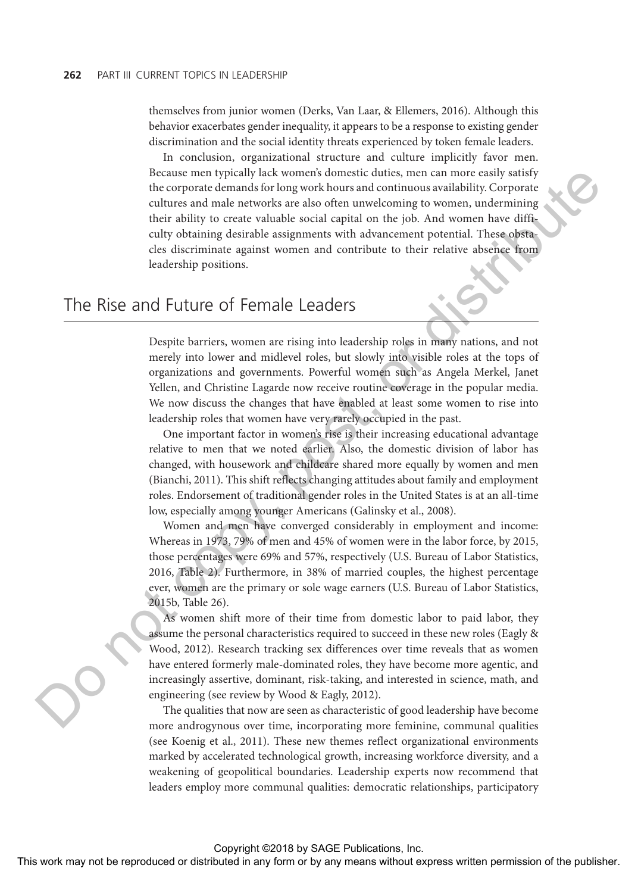themselves from junior women (Derks, Van Laar, & Ellemers, 2016). Although this behavior exacerbates gender inequality, it appears to be a response to existing gender discrimination and the social identity threats experienced by token female leaders.

In conclusion, organizational structure and culture implicitly favor men. Because men typically lack women's domestic duties, men can more easily satisfy the corporate demands for long work hours and continuous availability. Corporate cultures and male networks are also often unwelcoming to women, undermining their ability to create valuable social capital on the job. And women have difficulty obtaining desirable assignments with advancement potential. These obstacles discriminate against women and contribute to their relative absence from leadership positions.

## The Rise and Future of Female Leaders

Despite barriers, women are rising into leadership roles in many nations, and not merely into lower and midlevel roles, but slowly into visible roles at the tops of organizations and governments. Powerful women such as Angela Merkel, Janet Yellen, and Christine Lagarde now receive routine coverage in the popular media. We now discuss the changes that have enabled at least some women to rise into leadership roles that women have very rarely occupied in the past.

One important factor in women's rise is their increasing educational advantage relative to men that we noted earlier. Also, the domestic division of labor has changed, with housework and childcare shared more equally by women and men (Bianchi, 2011). This shift reflects changing attitudes about family and employment roles. Endorsement of traditional gender roles in the United States is at an all-time low, especially among younger Americans (Galinsky et al., 2008).

Women and men have converged considerably in employment and income: Whereas in 1973, 79% of men and 45% of women were in the labor force, by 2015, those percentages were 69% and 57%, respectively (U.S. Bureau of Labor Statistics, 2016, Table 2). Furthermore, in 38% of married couples, the highest percentage ever, women are the primary or sole wage earners (U.S. Bureau of Labor Statistics, 2015b, Table 26).

As women shift more of their time from domestic labor to paid labor, they assume the personal characteristics required to succeed in these new roles (Eagly & Wood, 2012). Research tracking sex differences over time reveals that as women have entered formerly male-dominated roles, they have become more agentic, and increasingly assertive, dominant, risk-taking, and interested in science, math, and engineering (see review by Wood & Eagly, 2012).

The qualities that now are seen as characteristic of good leadership have become more androgynous over time, incorporating more feminine, communal qualities (see Koenig et al., 2011). These new themes reflect organizational environments marked by accelerated technological growth, increasing workforce diversity, and a weakening of geopolitical boundaries. Leadership experts now recommend that leaders employ more communal qualities: democratic relationships, participatory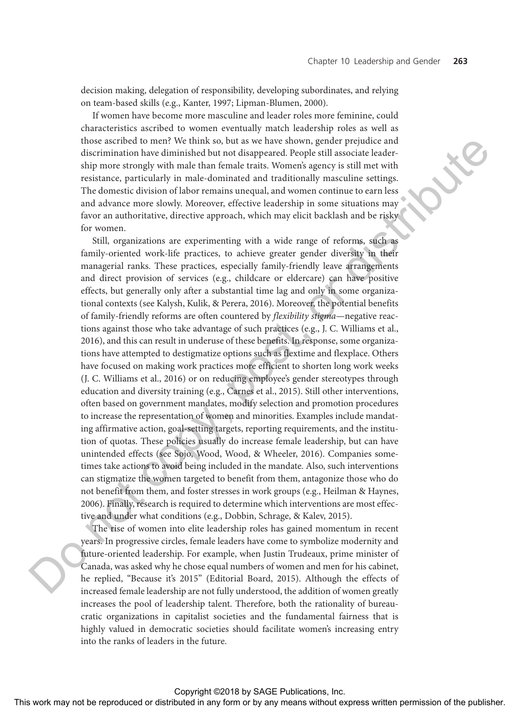decision making, delegation of responsibility, developing subordinates, and relying on team-based skills (e.g., Kanter, 1997; Lipman-Blumen, 2000).

If women have become more masculine and leader roles more feminine, could characteristics ascribed to women eventually match leadership roles as well as those ascribed to men? We think so, but as we have shown, gender prejudice and discrimination have diminished but not disappeared. People still associate leadership more strongly with male than female traits. Women's agency is still met with resistance, particularly in male-dominated and traditionally masculine settings. The domestic division of labor remains unequal, and women continue to earn less and advance more slowly. Moreover, effective leadership in some situations may favor an authoritative, directive approach, which may elicit backlash and be risky for women.

Still, organizations are experimenting with a wide range of reforms, such as family-oriented work-life practices, to achieve greater gender diversity in their managerial ranks. These practices, especially family-friendly leave arrangements and direct provision of services (e.g., childcare or eldercare) can have positive effects, but generally only after a substantial time lag and only in some organizational contexts (see Kalysh, Kulik, & Perera, 2016). Moreover, the potential benefits of family-friendly reforms are often countered by *flexibility stigma*—negative reactions against those who take advantage of such practices (e.g., J. C. Williams et al., 2016), and this can result in underuse of these benefits. In response, some organizations have attempted to destigmatize options such as flextime and flexplace. Others have focused on making work practices more efficient to shorten long work weeks (J. C. Williams et al., 2016) or on reducing employee's gender stereotypes through education and diversity training (e.g., Carnes et al., 2015). Still other interventions, often based on government mandates, modify selection and promotion procedures to increase the representation of women and minorities. Examples include mandating affirmative action, goal-setting targets, reporting requirements, and the institution of quotas. These policies usually do increase female leadership, but can have unintended effects (see Sojo, Wood, Wood, & Wheeler, 2016). Companies sometimes take actions to avoid being included in the mandate. Also, such interventions can stigmatize the women targeted to benefit from them, antagonize those who do not benefit from them, and foster stresses in work groups (e.g., Heilman & Haynes, 2006). Finally, research is required to determine which interventions are most effective and under what conditions (e.g., Dobbin, Schrage, & Kalev, 2015).

The rise of women into elite leadership roles has gained momentum in recent years. In progressive circles, female leaders have come to symbolize modernity and future-oriented leadership. For example, when Justin Trudeaux, prime minister of Canada, was asked why he chose equal numbers of women and men for his cabinet, he replied, "Because it's 2015" (Editorial Board, 2015). Although the effects of increased female leadership are not fully understood, the addition of women greatly increases the pool of leadership talent. Therefore, both the rationality of bureaucratic organizations in capitalist societies and the fundamental fairness that is highly valued in democratic societies should facilitate women's increasing entry into the ranks of leaders in the future.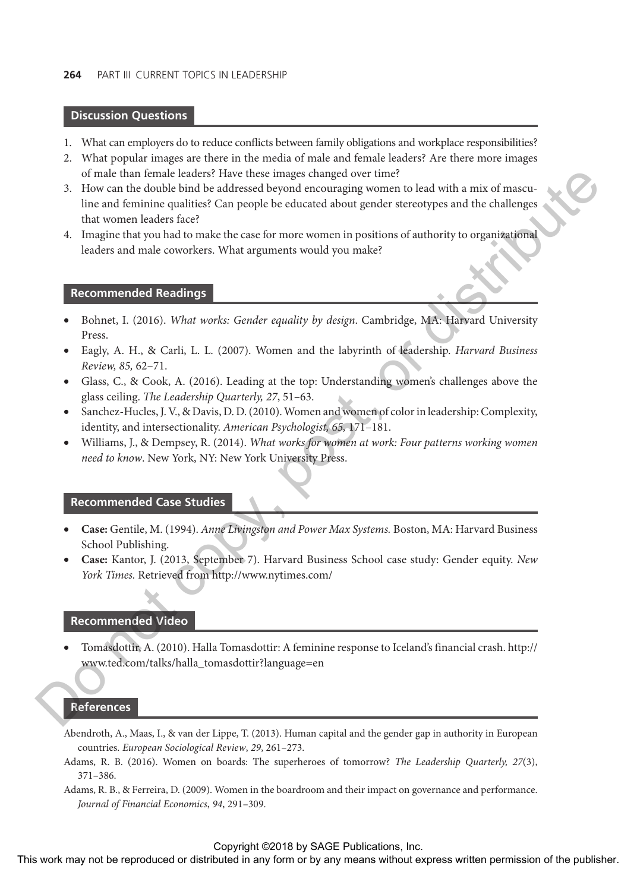## Discussion Questions

1. What can employers do to reduce conflicts between family obligations and workplace responsibilities?
2. What popular images are there in the media of male and female leaders? Are there more images of male than female leaders? Have these images changed over time?
3. How can the double bind be addressed beyond encouraging women to lead with a mix of masculine and feminine qualities? Can people be educated about gender stereotypes and the challenges that women leaders face?
4. Imagine that you had to make the case for more women in positions of authority to organizational leaders and male coworkers. What arguments would you make?

## Recommended Readings

- Bohnet, I. (2016). *What works: Gender equality by design*. Cambridge, MA: Harvard University Press.
- Eagly, A. H., & Carli, L. L. (2007). Women and the labyrinth of leadership. *Harvard Business Review, 85,* 62–71.
- Glass, C., & Cook, A. (2016). Leading at the top: Understanding women's challenges above the glass ceiling. *The Leadership Quarterly, 27*, 51–63.
- Sanchez-Hucles, J. V., & Davis, D. D. (2010). Women and women of color in leadership: Complexity, identity, and intersectionality. *American Psychologist, 65*, 171–181.
- Williams, J., & Dempsey, R. (2014). *What works for women at work: Four patterns working women need to know*. New York, NY: New York University Press.

## Recommended Case Studies

- **Case:** Gentile, M. (1994). *Anne Livingston and Power Max Systems.* Boston, MA: Harvard Business School Publishing.
- **Case:** Kantor, J. (2013, September 7). Harvard Business School case study: Gender equity. *New York Times.* Retrieved from http://www.nytimes.com/

## Recommended Video

- Tomasdottir, A. (2010). Halla Tomasdottir: A feminine response to Iceland's financial crash. http://www.ted.com/talks/halla_tomasdottir?language=en

## References

Abendroth, A., Maas, I., & van der Lippe, T. (2013). Human capital and the gender gap in authority in European countries. *European Sociological Review*, *29*, 261–273.

Adams, R. B. (2016). Women on boards: The superheroes of tomorrow? *The Leadership Quarterly, 27*(3), 371–386.

Adams, R. B., & Ferreira, D. (2009). Women in the boardroom and their impact on governance and performance. *Journal of Financial Economics*, *94*, 291–309.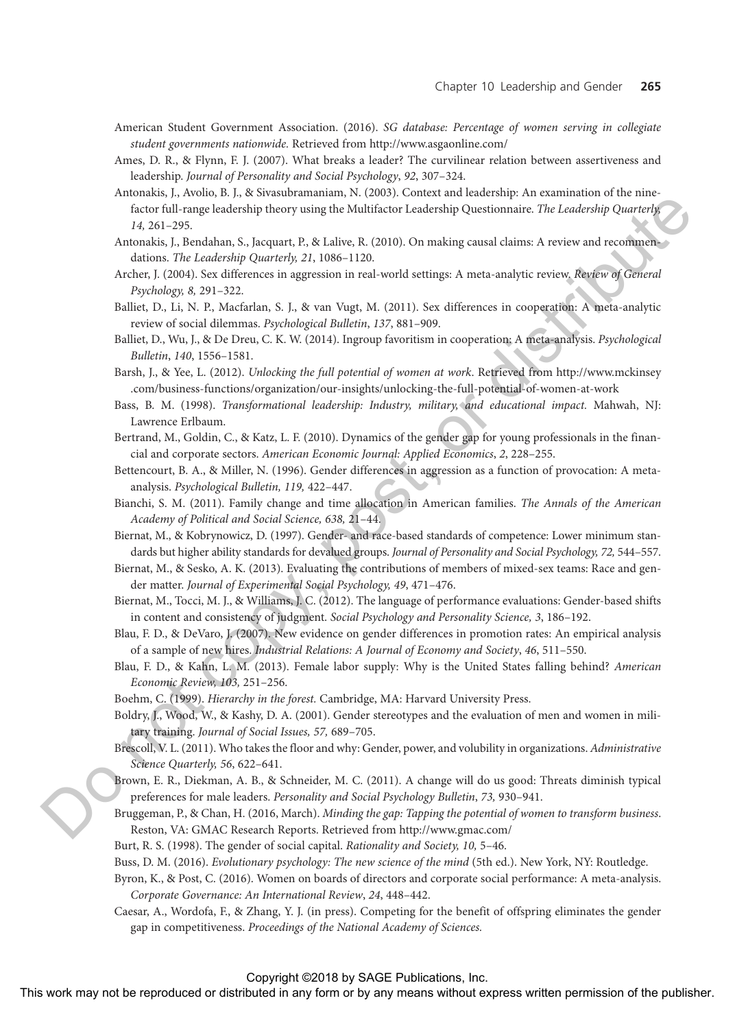American Student Government Association. (2016). *SG database: Percentage of women serving in collegiate student governments nationwide.* Retrieved from http://www.asgaonline.com/

Ames, D. R., & Flynn, F. J. (2007). What breaks a leader? The curvilinear relation between assertiveness and leadership. *Journal of Personality and Social Psychology*, *92*, 307–324.

Antonakis, J., Avolio, B. J., & Sivasubramaniam, N. (2003). Context and leadership: An examination of the nine-factor full-range leadership theory using the Multifactor Leadership Questionnaire. *The Leadership Quarterly, 14,* 261–295.

Antonakis, J., Bendahan, S., Jacquart, P., & Lalive, R. (2010). On making causal claims: A review and recommendations. *The Leadership Quarterly, 21*, 1086–1120.

Archer, J. (2004). Sex differences in aggression in real-world settings: A meta-analytic review. *Review of General Psychology, 8,* 291–322.

Balliet, D., Li, N. P., Macfarlan, S. J., & van Vugt, M. (2011). Sex differences in cooperation: A meta-analytic review of social dilemmas. *Psychological Bulletin*, *137*, 881–909.

Balliet, D., Wu, J., & De Dreu, C. K. W. (2014). Ingroup favoritism in cooperation: A meta-analysis. *Psychological Bulletin*, *140*, 1556–1581.

Barsh, J., & Yee, L. (2012). *Unlocking the full potential of women at work*. Retrieved from http://www.mckinsey.com/business-functions/organization/our-insights/unlocking-the-full-potential-of-women-at-work

Bass, B. M. (1998). *Transformational leadership: Industry, military, and educational impact.* Mahwah, NJ: Lawrence Erlbaum.

Bertrand, M., Goldin, C., & Katz, L. F. (2010). Dynamics of the gender gap for young professionals in the financial and corporate sectors. *American Economic Journal: Applied Economics*, *2*, 228–255.

Bettencourt, B. A., & Miller, N. (1996). Gender differences in aggression as a function of provocation: A meta-analysis. *Psychological Bulletin, 119,* 422–447.

Bianchi, S. M. (2011). Family change and time allocation in American families. *The Annals of the American Academy of Political and Social Science, 638,* 21–44.

Biernat, M., & Kobrynowicz, D. (1997). Gender- and race-based standards of competence: Lower minimum standards but higher ability standards for devalued groups. *Journal of Personality and Social Psychology, 72,* 544–557.

Biernat, M., & Sesko, A. K. (2013). Evaluating the contributions of members of mixed-sex teams: Race and gender matter. *Journal of Experimental Social Psychology, 49*, 471–476.

Biernat, M., Tocci, M. J., & Williams, J. C. (2012). The language of performance evaluations: Gender-based shifts in content and consistency of judgment. *Social Psychology and Personality Science, 3*, 186–192.

Blau, F. D., & DeVaro, J. (2007). New evidence on gender differences in promotion rates: An empirical analysis of a sample of new hires. *Industrial Relations: A Journal of Economy and Society*, *46*, 511–550.

Blau, F. D., & Kahn, L. M. (2013). Female labor supply: Why is the United States falling behind? *American Economic Review, 103,* 251–256.

Boehm, C. (1999). *Hierarchy in the forest.* Cambridge, MA: Harvard University Press.

Boldry, J., Wood, W., & Kashy, D. A. (2001). Gender stereotypes and the evaluation of men and women in military training. *Journal of Social Issues, 57,* 689–705.

Brescoll, V. L. (2011). Who takes the floor and why: Gender, power, and volubility in organizations. *Administrative Science Quarterly, 56*, 622–641.

Brown, E. R., Diekman, A. B., & Schneider, M. C. (2011). A change will do us good: Threats diminish typical preferences for male leaders. *Personality and Social Psychology Bulletin*, *73,* 930–941.

Bruggeman, P., & Chan, H. (2016, March). *Minding the gap: Tapping the potential of women to transform business*. Reston, VA: GMAC Research Reports. Retrieved from http://www.gmac.com/

Burt, R. S. (1998). The gender of social capital. *Rationality and Society, 10,* 5–46.

Buss, D. M. (2016). *Evolutionary psychology: The new science of the mind* (5th ed.). New York, NY: Routledge.

Byron, K., & Post, C. (2016). Women on boards of directors and corporate social performance: A meta-analysis. *Corporate Governance: An International Review*, *24*, 448–442.

Caesar, A., Wordofa, F., & Zhang, Y. J. (in press). Competing for the benefit of offspring eliminates the gender gap in competitiveness. *Proceedings of the National Academy of Sciences.*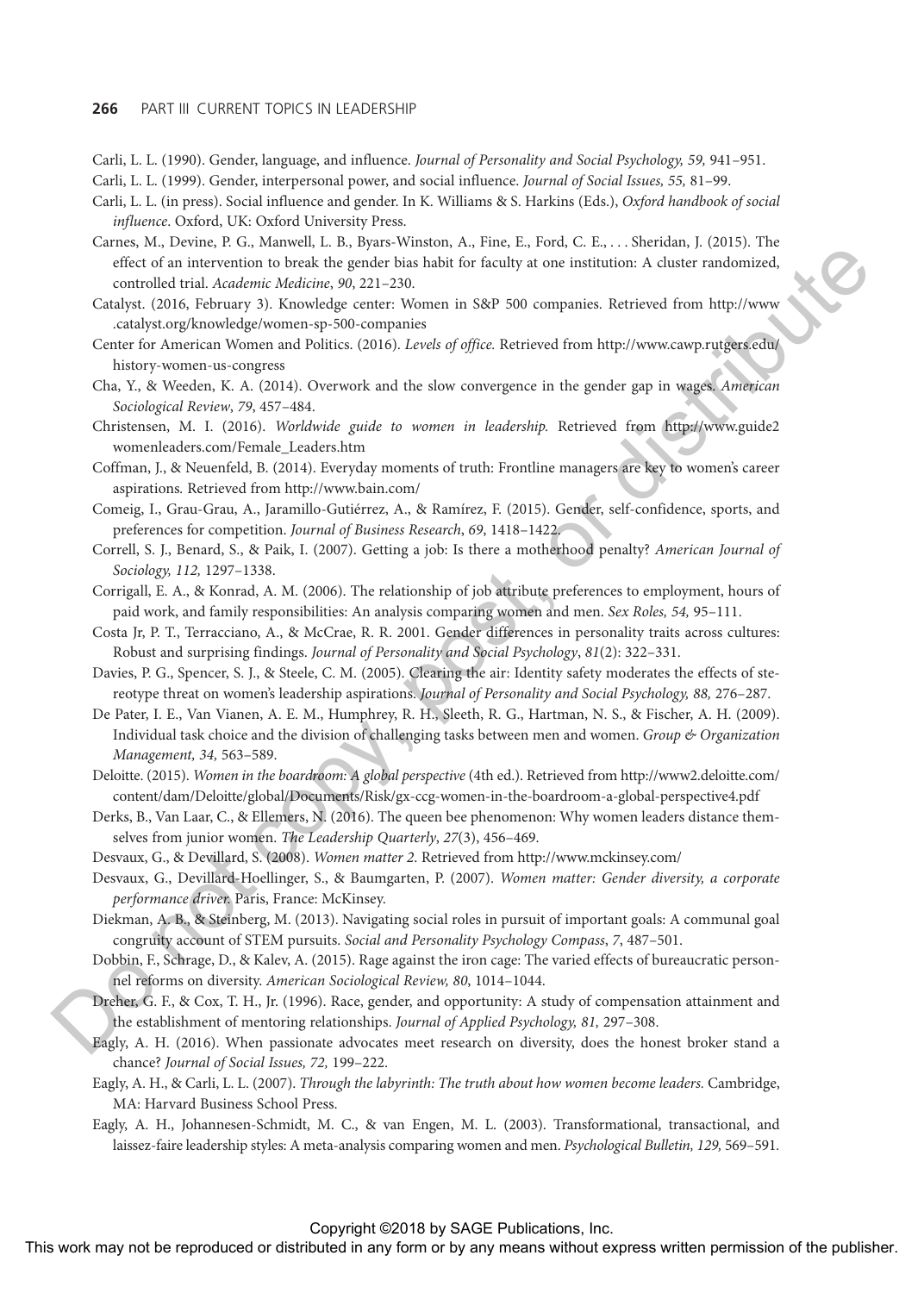Carli, L. L. (1990). Gender, language, and influence. *Journal of Personality and Social Psychology, 59,* 941–951.

Carli, L. L. (1999). Gender, interpersonal power, and social influence. *Journal of Social Issues, 55,* 81–99.

Carli, L. L. (in press). Social influence and gender. In K. Williams & S. Harkins (Eds.), *Oxford handbook of social influence*. Oxford, UK: Oxford University Press.

Carnes, M., Devine, P. G., Manwell, L. B., Byars-Winston, A., Fine, E., Ford, C. E., . . . Sheridan, J. (2015). The effect of an intervention to break the gender bias habit for faculty at one institution: A cluster randomized, controlled trial. *Academic Medicine*, *90*, 221–230.

Catalyst. (2016, February 3). Knowledge center: Women in S&P 500 companies. Retrieved from http://www.catalyst.org/knowledge/women-sp-500-companies

Center for American Women and Politics. (2016). *Levels of office.* Retrieved from http://www.cawp.rutgers.edu/history-women-us-congress

Cha, Y., & Weeden, K. A. (2014). Overwork and the slow convergence in the gender gap in wages. *American Sociological Review*, *79*, 457–484.

Christensen, M. I. (2016). *Worldwide guide to women in leadership.* Retrieved from http://www.guide2womenleaders.com/Female_Leaders.htm

Coffman, J., & Neuenfeld, B. (2014). Everyday moments of truth: Frontline managers are key to women's career aspirations. Retrieved from http://www.bain.com/

Comeig, I., Grau-Grau, A., Jaramillo-Gutiérrez, A., & Ramírez, F. (2015). Gender, self-confidence, sports, and preferences for competition. *Journal of Business Research*, *69*, 1418–1422.

Correll, S. J., Benard, S., & Paik, I. (2007). Getting a job: Is there a motherhood penalty? *American Journal of Sociology, 112,* 1297–1338.

Corrigall, E. A., & Konrad, A. M. (2006). The relationship of job attribute preferences to employment, hours of paid work, and family responsibilities: An analysis comparing women and men. *Sex Roles, 54,* 95–111.

Costa Jr, P. T., Terracciano, A., & McCrae, R. R. 2001. Gender differences in personality traits across cultures: Robust and surprising findings. *Journal of Personality and Social Psychology*, *81*(2): 322–331.

Davies, P. G., Spencer, S. J., & Steele, C. M. (2005). Clearing the air: Identity safety moderates the effects of stereotype threat on women's leadership aspirations. *Journal of Personality and Social Psychology, 88,* 276–287.

De Pater, I. E., Van Vianen, A. E. M., Humphrey, R. H., Sleeth, R. G., Hartman, N. S., & Fischer, A. H. (2009). Individual task choice and the division of challenging tasks between men and women. *Group & Organization Management, 34,* 563–589.

Deloitte. (2015). *Women in the boardroom: A global perspective* (4th ed.). Retrieved from http://www2.deloitte.com/content/dam/Deloitte/global/Documents/Risk/gx-ccg-women-in-the-boardroom-a-global-perspective4.pdf

Derks, B., Van Laar, C., & Ellemers, N. (2016). The queen bee phenomenon: Why women leaders distance themselves from junior women. *The Leadership Quarterly*, *27*(3), 456–469.

Desvaux, G., & Devillard, S. (2008). *Women matter 2.* Retrieved from http://www.mckinsey.com/

Desvaux, G., Devillard-Hoellinger, S., & Baumgarten, P. (2007). *Women matter: Gender diversity, a corporate performance driver.* Paris, France: McKinsey.

Diekman, A. B., & Steinberg, M. (2013). Navigating social roles in pursuit of important goals: A communal goal congruity account of STEM pursuits. *Social and Personality Psychology Compass*, *7*, 487–501.

Dobbin, F., Schrage, D., & Kalev, A. (2015). Rage against the iron cage: The varied effects of bureaucratic personnel reforms on diversity. *American Sociological Review, 80*, 1014–1044.

Dreher, G. F., & Cox, T. H., Jr. (1996). Race, gender, and opportunity: A study of compensation attainment and the establishment of mentoring relationships. *Journal of Applied Psychology, 81,* 297–308.

Eagly, A. H. (2016). When passionate advocates meet research on diversity, does the honest broker stand a chance? *Journal of Social Issues, 72,* 199–222.

Eagly, A. H., & Carli, L. L. (2007). *Through the labyrinth: The truth about how women become leaders.* Cambridge, MA: Harvard Business School Press.

Eagly, A. H., Johannesen-Schmidt, M. C., & van Engen, M. L. (2003). Transformational, transactional, and laissez-faire leadership styles: A meta-analysis comparing women and men. *Psychological Bulletin, 129,* 569–591.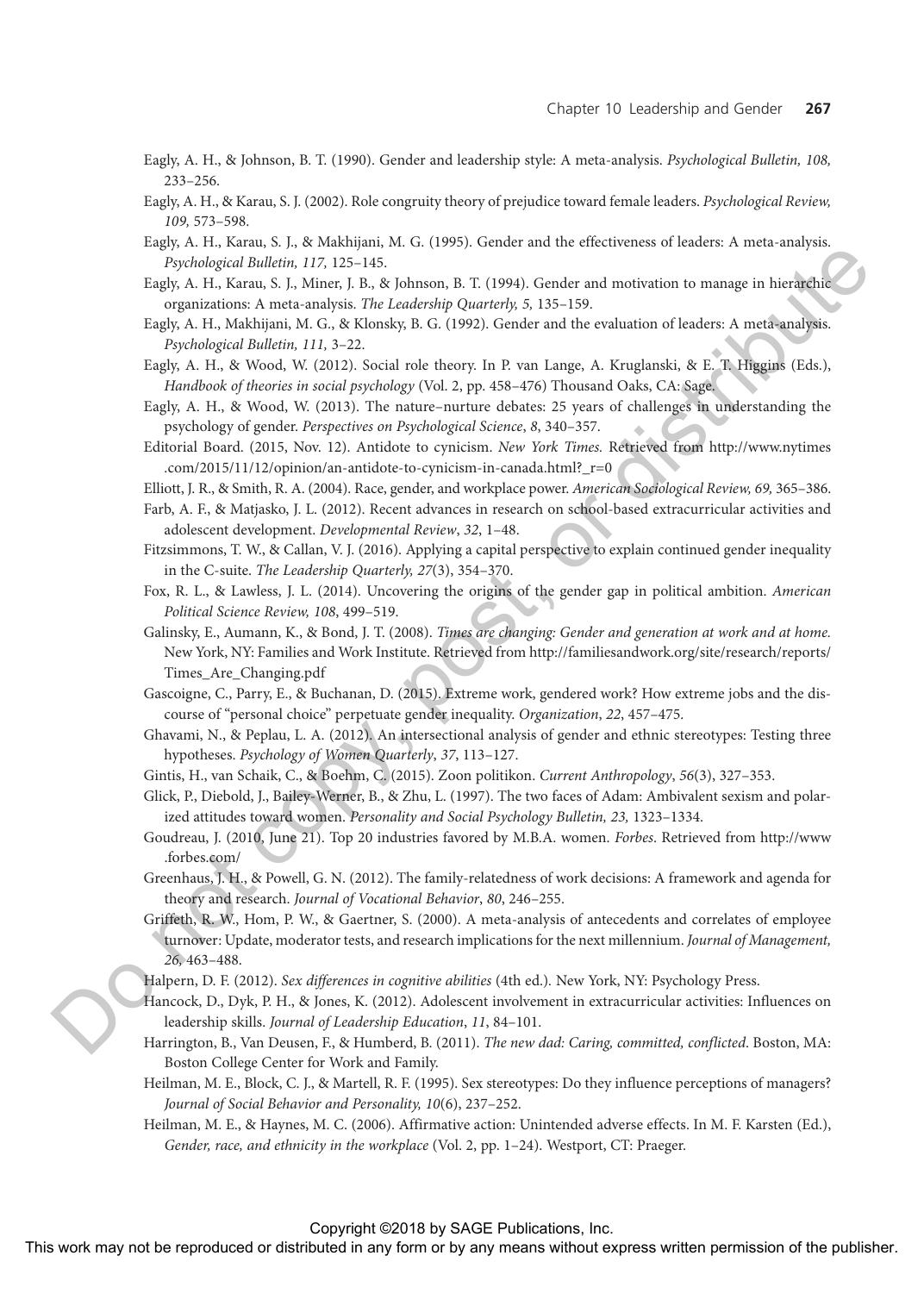Eagly, A. H., & Johnson, B. T. (1990). Gender and leadership style: A meta-analysis. *Psychological Bulletin, 108,* 233–256.

Eagly, A. H., & Karau, S. J. (2002). Role congruity theory of prejudice toward female leaders. *Psychological Review, 109,* 573–598.

Eagly, A. H., Karau, S. J., & Makhijani, M. G. (1995). Gender and the effectiveness of leaders: A meta-analysis. *Psychological Bulletin, 117,* 125–145.

Eagly, A. H., Karau, S. J., Miner, J. B., & Johnson, B. T. (1994). Gender and motivation to manage in hierarchic organizations: A meta-analysis. *The Leadership Quarterly, 5,* 135–159.

Eagly, A. H., Makhijani, M. G., & Klonsky, B. G. (1992). Gender and the evaluation of leaders: A meta-analysis. *Psychological Bulletin, 111,* 3–22.

Eagly, A. H., & Wood, W. (2012). Social role theory. In P. van Lange, A. Kruglanski, & E. T. Higgins (Eds.), *Handbook of theories in social psychology* (Vol. 2, pp. 458–476) Thousand Oaks, CA: Sage.

Eagly, A. H., & Wood, W. (2013). The nature–nurture debates: 25 years of challenges in understanding the psychology of gender. *Perspectives on Psychological Science*, *8*, 340–357.

Editorial Board. (2015, Nov. 12). Antidote to cynicism. *New York Times.* Retrieved from http://www.nytimes.com/2015/11/12/opinion/an-antidote-to-cynicism-in-canada.html?_r=0

Elliott, J. R., & Smith, R. A. (2004). Race, gender, and workplace power. *American Sociological Review, 69,* 365–386.

Farb, A. F., & Matjasko, J. L. (2012). Recent advances in research on school-based extracurricular activities and adolescent development. *Developmental Review*, *32*, 1–48.

Fitzsimmons, T. W., & Callan, V. J. (2016). Applying a capital perspective to explain continued gender inequality in the C-suite. *The Leadership Quarterly, 27*(3), 354–370.

Fox, R. L., & Lawless, J. L. (2014). Uncovering the origins of the gender gap in political ambition. *American Political Science Review, 108*, 499–519.

Galinsky, E., Aumann, K., & Bond, J. T. (2008). *Times are changing: Gender and generation at work and at home.* New York, NY: Families and Work Institute. Retrieved from http://familiesandwork.org/site/research/reports/Times_Are_Changing.pdf

Gascoigne, C., Parry, E., & Buchanan, D. (2015). Extreme work, gendered work? How extreme jobs and the discourse of "personal choice" perpetuate gender inequality. *Organization*, *22*, 457–475.

Ghavami, N., & Peplau, L. A. (2012). An intersectional analysis of gender and ethnic stereotypes: Testing three hypotheses. *Psychology of Women Quarterly*, *37*, 113–127.

Gintis, H., van Schaik, C., & Boehm, C. (2015). Zoon politikon. *Current Anthropology*, *56*(3), 327–353.

Glick, P., Diebold, J., Bailey-Werner, B., & Zhu, L. (1997). The two faces of Adam: Ambivalent sexism and polarized attitudes toward women. *Personality and Social Psychology Bulletin, 23,* 1323–1334.

Goudreau, J. (2010, June 21). Top 20 industries favored by M.B.A. women. *Forbes*. Retrieved from http://www.forbes.com/

Greenhaus, J. H., & Powell, G. N. (2012). The family-relatedness of work decisions: A framework and agenda for theory and research. *Journal of Vocational Behavior*, *80*, 246–255.

Griffeth, R. W., Hom, P. W., & Gaertner, S. (2000). A meta-analysis of antecedents and correlates of employee turnover: Update, moderator tests, and research implications for the next millennium. *Journal of Management, 26,* 463–488.

Halpern, D. F. (2012). *Sex differences in cognitive abilities* (4th ed.). New York, NY: Psychology Press.

Hancock, D., Dyk, P. H., & Jones, K. (2012). Adolescent involvement in extracurricular activities: Influences on leadership skills. *Journal of Leadership Education*, *11*, 84–101.

Harrington, B., Van Deusen, F., & Humberd, B. (2011). *The new dad: Caring, committed, conflicted*. Boston, MA: Boston College Center for Work and Family.

Heilman, M. E., Block, C. J., & Martell, R. F. (1995). Sex stereotypes: Do they influence perceptions of managers? *Journal of Social Behavior and Personality, 10*(6), 237–252.

Heilman, M. E., & Haynes, M. C. (2006). Affirmative action: Unintended adverse effects. In M. F. Karsten (Ed.), *Gender, race, and ethnicity in the workplace* (Vol. 2, pp. 1–24). Westport, CT: Praeger.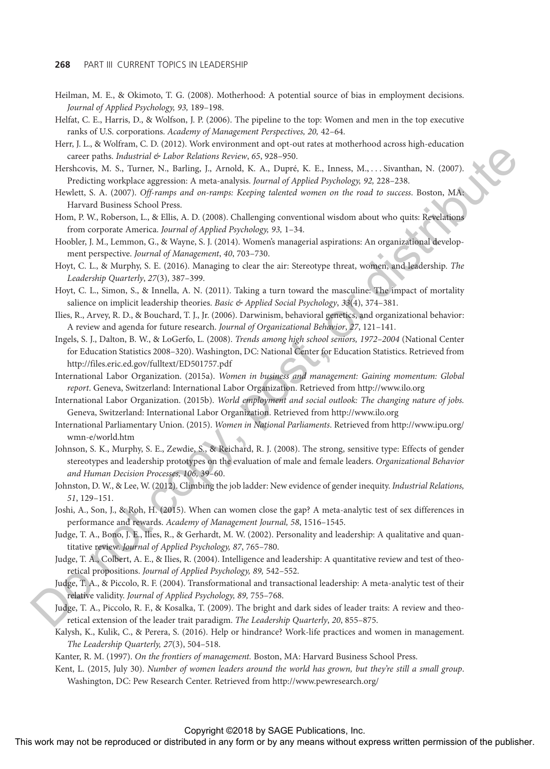Heilman, M. E., & Okimoto, T. G. (2008). Motherhood: A potential source of bias in employment decisions. *Journal of Applied Psychology, 93,* 189–198.

Helfat, C. E., Harris, D., & Wolfson, J. P. (2006). The pipeline to the top: Women and men in the top executive ranks of U.S. corporations. *Academy of Management Perspectives, 20,* 42–64.

Herr, J. L., & Wolfram, C. D. (2012). Work environment and opt-out rates at motherhood across high-education career paths. *Industrial & Labor Relations Review*, *65*, 928–950.

Hershcovis, M. S., Turner, N., Barling, J., Arnold, K. A., Dupré, K. E., Inness, M., . . . Sivanthan, N. (2007). Predicting workplace aggression: A meta-analysis. *Journal of Applied Psychology, 92,* 228–238.

Hewlett, S. A. (2007). *Off-ramps and on-ramps: Keeping talented women on the road to success*. Boston, MA: Harvard Business School Press.

Hom, P. W., Roberson, L., & Ellis, A. D. (2008). Challenging conventional wisdom about who quits: Revelations from corporate America. *Journal of Applied Psychology, 93,* 1–34.

Hoobler, J. M., Lemmon, G., & Wayne, S. J. (2014). Women's managerial aspirations: An organizational development perspective. *Journal of Management*, *40*, 703–730.

Hoyt, C. L., & Murphy, S. E. (2016). Managing to clear the air: Stereotype threat, women, and leadership. *The Leadership Quarterly*, *27*(3), 387–399.

Hoyt, C. L., Simon, S., & Innella, A. N. (2011). Taking a turn toward the masculine: The impact of mortality salience on implicit leadership theories. *Basic & Applied Social Psychology*, *33*(4), 374–381.

Ilies, R., Arvey, R. D., & Bouchard, T. J., Jr. (2006). Darwinism, behavioral genetics, and organizational behavior: A review and agenda for future research. *Journal of Organizational Behavior*, *27*, 121–141.

Ingels, S. J., Dalton, B. W., & LoGerfo, L. (2008). *Trends among high school seniors, 1972–2004* (National Center for Education Statistics 2008–320). Washington, DC: National Center for Education Statistics. Retrieved from http://files.eric.ed.gov/fulltext/ED501757.pdf

International Labor Organization. (2015a). *Women in business and management: Gaining momentum: Global report*. Geneva, Switzerland: International Labor Organization. Retrieved from http://www.ilo.org

International Labor Organization. (2015b). *World employment and social outlook: The changing nature of jobs.* Geneva, Switzerland: International Labor Organization. Retrieved from http://www.ilo.org

International Parliamentary Union. (2015). *Women in National Parliaments*. Retrieved from http://www.ipu.org/wmn-e/world.htm

Johnson, S. K., Murphy, S. E., Zewdie, S., & Reichard, R. J. (2008). The strong, sensitive type: Effects of gender stereotypes and leadership prototypes on the evaluation of male and female leaders. *Organizational Behavior and Human Decision Processes, 106,* 39–60.

Johnston, D. W., & Lee, W. (2012). Climbing the job ladder: New evidence of gender inequity. *Industrial Relations, 51*, 129–151.

Joshi, A., Son, J., & Roh, H. (2015). When can women close the gap? A meta-analytic test of sex differences in performance and rewards. *Academy of Management Journal, 58*, 1516–1545.

Judge, T. A., Bono, J. E., Ilies, R., & Gerhardt, M. W. (2002). Personality and leadership: A qualitative and quantitative review. *Journal of Applied Psychology, 87*, 765–780.

Judge, T. A., Colbert, A. E., & Ilies, R. (2004). Intelligence and leadership: A quantitative review and test of theoretical propositions. *Journal of Applied Psychology, 89,* 542–552.

Judge, T. A., & Piccolo, R. F. (2004). Transformational and transactional leadership: A meta-analytic test of their relative validity. *Journal of Applied Psychology, 89,* 755–768.

Judge, T. A., Piccolo, R. F., & Kosalka, T. (2009). The bright and dark sides of leader traits: A review and theoretical extension of the leader trait paradigm. *The Leadership Quarterly*, *20*, 855–875.

Kalysh, K., Kulik, C., & Perera, S. (2016). Help or hindrance? Work-life practices and women in management. *The Leadership Quarterly, 27*(3), 504–518.

Kanter, R. M. (1997). *On the frontiers of management.* Boston, MA: Harvard Business School Press.

Kent, L. (2015, July 30). *Number of women leaders around the world has grown, but they're still a small group*. Washington, DC: Pew Research Center. Retrieved from http://www.pewresearch.org/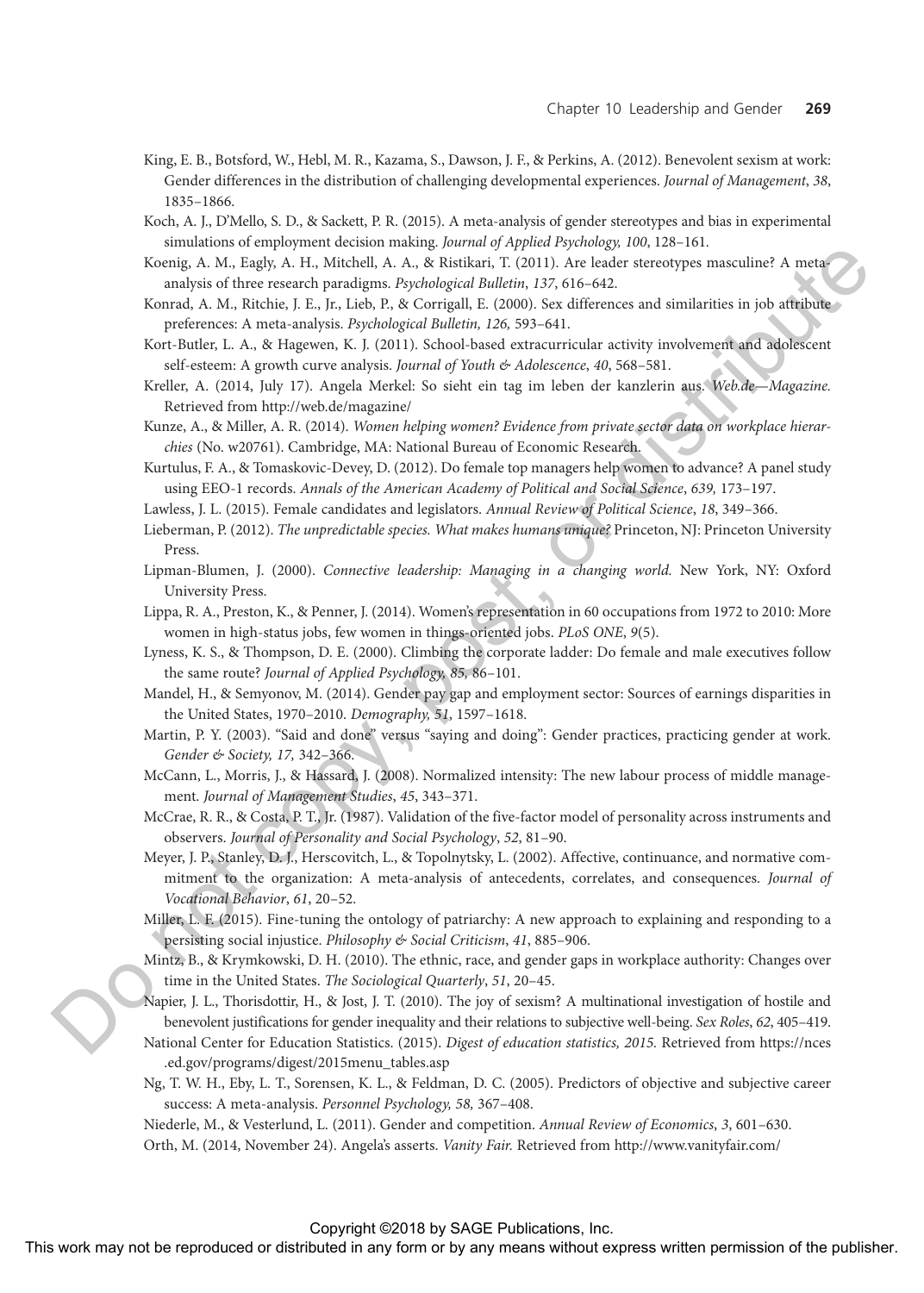King, E. B., Botsford, W., Hebl, M. R., Kazama, S., Dawson, J. F., & Perkins, A. (2012). Benevolent sexism at work: Gender differences in the distribution of challenging developmental experiences. *Journal of Management*, *38*, 1835–1866.

Koch, A. J., D'Mello, S. D., & Sackett, P. R. (2015). A meta-analysis of gender stereotypes and bias in experimental simulations of employment decision making. *Journal of Applied Psychology, 100*, 128–161.

Koenig, A. M., Eagly, A. H., Mitchell, A. A., & Ristikari, T. (2011). Are leader stereotypes masculine? A meta-analysis of three research paradigms. *Psychological Bulletin*, *137*, 616–642.

Konrad, A. M., Ritchie, J. E., Jr., Lieb, P., & Corrigall, E. (2000). Sex differences and similarities in job attribute preferences: A meta-analysis. *Psychological Bulletin, 126,* 593–641.

Kort-Butler, L. A., & Hagewen, K. J. (2011). School-based extracurricular activity involvement and adolescent self-esteem: A growth curve analysis. *Journal of Youth & Adolescence*, *40*, 568–581.

Kreller, A. (2014, July 17). Angela Merkel: So sieht ein tag im leben der kanzlerin aus. *Web.de—Magazine.* Retrieved from http://web.de/magazine/

Kunze, A., & Miller, A. R. (2014). *Women helping women? Evidence from private sector data on workplace hierarchies* (No. w20761). Cambridge, MA: National Bureau of Economic Research.

Kurtulus, F. A., & Tomaskovic-Devey, D. (2012). Do female top managers help women to advance? A panel study using EEO-1 records. *Annals of the American Academy of Political and Social Science*, *639,* 173–197.

Lawless, J. L. (2015). Female candidates and legislators. *Annual Review of Political Science*, *18*, 349–366.

Lieberman, P. (2012). *The unpredictable species. What makes humans unique?* Princeton, NJ: Princeton University Press.

Lipman-Blumen, J. (2000). *Connective leadership: Managing in a changing world.* New York, NY: Oxford University Press.

Lippa, R. A., Preston, K., & Penner, J. (2014). Women's representation in 60 occupations from 1972 to 2010: More women in high-status jobs, few women in things-oriented jobs. *PLoS ONE*, *9*(5).

Lyness, K. S., & Thompson, D. E. (2000). Climbing the corporate ladder: Do female and male executives follow the same route? *Journal of Applied Psychology, 85,* 86–101.

Mandel, H., & Semyonov, M. (2014). Gender pay gap and employment sector: Sources of earnings disparities in the United States, 1970–2010. *Demography, 51*, 1597–1618.

Martin, P. Y. (2003). "Said and done" versus "saying and doing": Gender practices, practicing gender at work. *Gender & Society, 17,* 342–366.

McCann, L., Morris, J., & Hassard, J. (2008). Normalized intensity: The new labour process of middle management. *Journal of Management Studies*, *45*, 343–371.

McCrae, R. R., & Costa, P. T., Jr. (1987). Validation of the five-factor model of personality across instruments and observers. *Journal of Personality and Social Psychology*, *52*, 81–90.

Meyer, J. P., Stanley, D. J., Herscovitch, L., & Topolnytsky, L. (2002). Affective, continuance, and normative commitment to the organization: A meta-analysis of antecedents, correlates, and consequences. *Journal of Vocational Behavior*, *61*, 20–52.

Miller, L. F. (2015). Fine-tuning the ontology of patriarchy: A new approach to explaining and responding to a persisting social injustice. *Philosophy & Social Criticism*, *41*, 885–906.

Mintz, B., & Krymkowski, D. H. (2010). The ethnic, race, and gender gaps in workplace authority: Changes over time in the United States. *The Sociological Quarterly*, *51*, 20–45.

Napier, J. L., Thorisdottir, H., & Jost, J. T. (2010). The joy of sexism? A multinational investigation of hostile and benevolent justifications for gender inequality and their relations to subjective well-being. *Sex Roles*, *62*, 405–419.

National Center for Education Statistics. (2015). *Digest of education statistics, 2015.* Retrieved from https://nces.ed.gov/programs/digest/2015menu_tables.asp

Ng, T. W. H., Eby, L. T., Sorensen, K. L., & Feldman, D. C. (2005). Predictors of objective and subjective career success: A meta-analysis. *Personnel Psychology, 58,* 367–408.

Niederle, M., & Vesterlund, L. (2011). Gender and competition. *Annual Review of Economics*, *3*, 601–630.

Orth, M. (2014, November 24). Angela's asserts. *Vanity Fair.* Retrieved from http://www.vanityfair.com/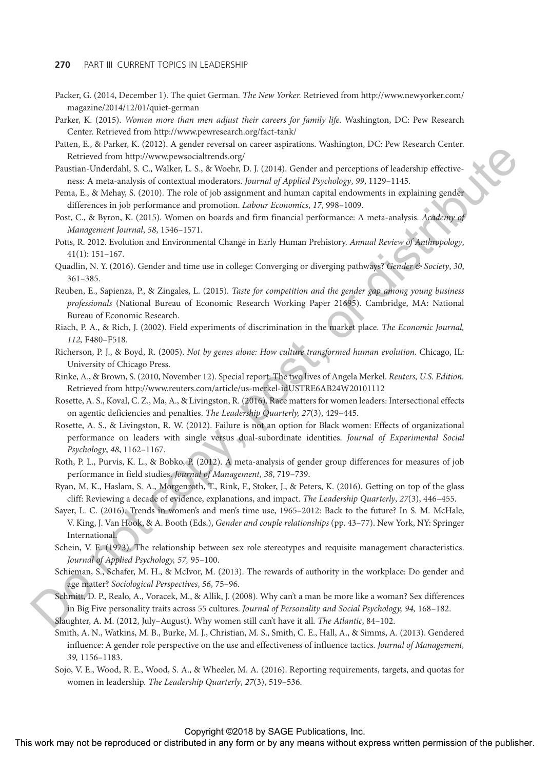Packer, G. (2014, December 1). The quiet German. *The New Yorker.* Retrieved from http://www.newyorker.com/magazine/2014/12/01/quiet-german

Parker, K. (2015). *Women more than men adjust their careers for family life.* Washington, DC: Pew Research Center. Retrieved from http://www.pewresearch.org/fact-tank/

Patten, E., & Parker, K. (2012). A gender reversal on career aspirations. Washington, DC: Pew Research Center. Retrieved from http://www.pewsocialtrends.org/

Paustian-Underdahl, S. C., Walker, L. S., & Woehr, D. J. (2014). Gender and perceptions of leadership effectiveness: A meta-analysis of contextual moderators. *Journal of Applied Psychology*, *99*, 1129–1145.

Pema, E., & Mehay, S. (2010). The role of job assignment and human capital endowments in explaining gender differences in job performance and promotion. *Labour Economics*, *17*, 998–1009.

Post, C., & Byron, K. (2015). Women on boards and firm financial performance: A meta-analysis. *Academy of Management Journal*, *58*, 1546–1571.

Potts, R. 2012. Evolution and Environmental Change in Early Human Prehistory. *Annual Review of Anthropology*, 41(1): 151–167.

Quadlin, N. Y. (2016). Gender and time use in college: Converging or diverging pathways? *Gender & Society*, *30*, 361–385.

Reuben, E., Sapienza, P., & Zingales, L. (2015). *Taste for competition and the gender gap among young business professionals* (National Bureau of Economic Research Working Paper 21695). Cambridge, MA: National Bureau of Economic Research.

Riach, P. A., & Rich, J. (2002). Field experiments of discrimination in the market place. *The Economic Journal, 112,* F480–F518.

Richerson, P. J., & Boyd, R. (2005). *Not by genes alone: How culture transformed human evolution.* Chicago, IL: University of Chicago Press.

Rinke, A., & Brown, S. (2010, November 12). Special report: The two lives of Angela Merkel. *Reuters, U.S. Edition.* Retrieved from http://www.reuters.com/article/us-merkel-idUSTRE6AB24W20101112

Rosette, A. S., Koval, C. Z., Ma, A., & Livingston, R. (2016). Race matters for women leaders: Intersectional effects on agentic deficiencies and penalties. *The Leadership Quarterly, 27*(3), 429–445.

Rosette, A. S., & Livingston, R. W. (2012). Failure is not an option for Black women: Effects of organizational performance on leaders with single versus dual-subordinate identities. *Journal of Experimental Social Psychology*, *48*, 1162–1167.

Roth, P. L., Purvis, K. L., & Bobko, P. (2012). A meta-analysis of gender group differences for measures of job performance in field studies. *Journal of Management*, *38*, 719–739.

Ryan, M. K., Haslam, S. A., Morgenroth, T., Rink, F., Stoker, J., & Peters, K. (2016). Getting on top of the glass cliff: Reviewing a decade of evidence, explanations, and impact. *The Leadership Quarterly*, *27*(3), 446–455.

Sayer, L. C. (2016). Trends in women's and men's time use, 1965–2012: Back to the future? In S. M. McHale, V. King, J. Van Hook, & A. Booth (Eds.), *Gender and couple relationships* (pp. 43–77). New York, NY: Springer International.

Schein, V. E. (1973). The relationship between sex role stereotypes and requisite management characteristics. *Journal of Applied Psychology, 57,* 95–100.

Schieman, S., Schafer, M. H., & McIvor, M. (2013). The rewards of authority in the workplace: Do gender and age matter? *Sociological Perspectives*, *56*, 75–96.

Schmitt, D. P., Realo, A., Voracek, M., & Allik, J. (2008). Why can't a man be more like a woman? Sex differences in Big Five personality traits across 55 cultures. *Journal of Personality and Social Psychology, 94,* 168–182.

Slaughter, A. M. (2012, July–August). Why women still can't have it all. *The Atlantic*, 84–102.

Smith, A. N., Watkins, M. B., Burke, M. J., Christian, M. S., Smith, C. E., Hall, A., & Simms, A. (2013). Gendered influence: A gender role perspective on the use and effectiveness of influence tactics. *Journal of Management, 39,* 1156–1183.

Sojo, V. E., Wood, R. E., Wood, S. A., & Wheeler, M. A. (2016). Reporting requirements, targets, and quotas for women in leadership. *The Leadership Quarterly*, *27*(3), 519–536.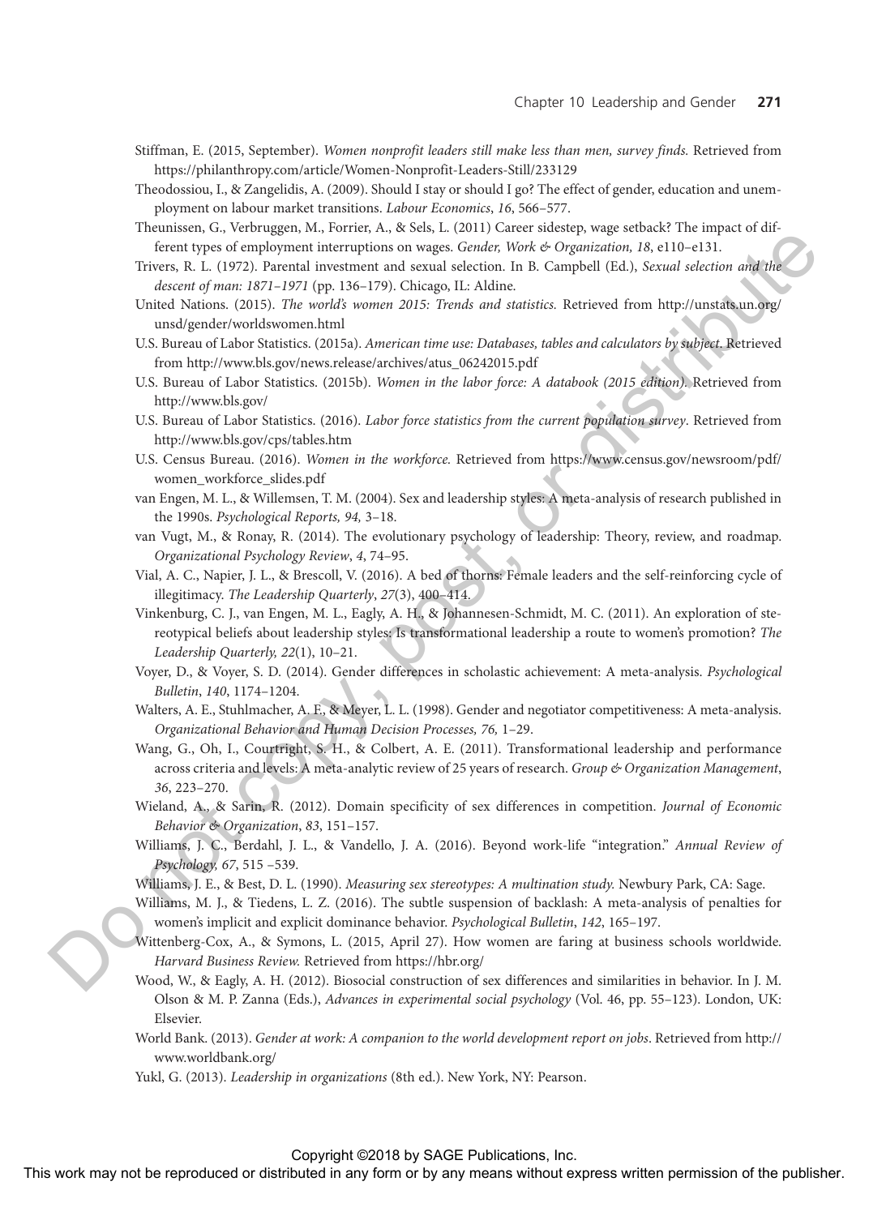Stiffman, E. (2015, September). *Women nonprofit leaders still make less than men, survey finds.* Retrieved from https://philanthropy.com/article/Women-Nonprofit-Leaders-Still/233129

Theodossiou, I., & Zangelidis, A. (2009). Should I stay or should I go? The effect of gender, education and unemployment on labour market transitions. *Labour Economics*, *16*, 566–577.

Theunissen, G., Verbruggen, M., Forrier, A., & Sels, L. (2011) Career sidestep, wage setback? The impact of different types of employment interruptions on wages. *Gender, Work & Organization, 18*, e110–e131.

Trivers, R. L. (1972). Parental investment and sexual selection. In B. Campbell (Ed.), *Sexual selection and the descent of man: 1871–1971* (pp. 136–179). Chicago, IL: Aldine.

United Nations. (2015). *The world's women 2015: Trends and statistics.* Retrieved from http://unstats.un.org/unsd/gender/worldswomen.html

U.S. Bureau of Labor Statistics. (2015a). *American time use: Databases, tables and calculators by subject*. Retrieved from http://www.bls.gov/news.release/archives/atus_06242015.pdf

U.S. Bureau of Labor Statistics. (2015b). *Women in the labor force: A databook (2015 edition).* Retrieved from http://www.bls.gov/

U.S. Bureau of Labor Statistics. (2016). *Labor force statistics from the current population survey*. Retrieved from http://www.bls.gov/cps/tables.htm

U.S. Census Bureau. (2016). *Women in the workforce.* Retrieved from https://www.census.gov/newsroom/pdf/women_workforce_slides.pdf

van Engen, M. L., & Willemsen, T. M. (2004). Sex and leadership styles: A meta-analysis of research published in the 1990s. *Psychological Reports, 94,* 3–18.

van Vugt, M., & Ronay, R. (2014). The evolutionary psychology of leadership: Theory, review, and roadmap. *Organizational Psychology Review*, *4*, 74–95.

Vial, A. C., Napier, J. L., & Brescoll, V. (2016). A bed of thorns: Female leaders and the self-reinforcing cycle of illegitimacy. *The Leadership Quarterly*, *27*(3), 400–414.

Vinkenburg, C. J., van Engen, M. L., Eagly, A. H., & Johannesen-Schmidt, M. C. (2011). An exploration of stereotypical beliefs about leadership styles: Is transformational leadership a route to women's promotion? *The Leadership Quarterly, 22*(1), 10–21.

Voyer, D., & Voyer, S. D. (2014). Gender differences in scholastic achievement: A meta-analysis. *Psychological Bulletin*, *140*, 1174–1204.

Walters, A. E., Stuhlmacher, A. F., & Meyer, L. L. (1998). Gender and negotiator competitiveness: A meta-analysis. *Organizational Behavior and Human Decision Processes, 76,* 1–29.

Wang, G., Oh, I., Courtright, S. H., & Colbert, A. E. (2011). Transformational leadership and performance across criteria and levels: A meta-analytic review of 25 years of research. *Group & Organization Management*, *36*, 223–270.

Wieland, A., & Sarin, R. (2012). Domain specificity of sex differences in competition. *Journal of Economic Behavior & Organization*, *83*, 151–157.

Williams, J. C., Berdahl, J. L., & Vandello, J. A. (2016). Beyond work-life "integration." *Annual Review of Psychology, 67*, 515 –539.

Williams, J. E., & Best, D. L. (1990). *Measuring sex stereotypes: A multination study.* Newbury Park, CA: Sage.

Williams, M. J., & Tiedens, L. Z. (2016). The subtle suspension of backlash: A meta-analysis of penalties for women's implicit and explicit dominance behavior. *Psychological Bulletin*, *142*, 165–197.

Wittenberg-Cox, A., & Symons, L. (2015, April 27). How women are faring at business schools worldwide. *Harvard Business Review.* Retrieved from https://hbr.org/

Wood, W., & Eagly, A. H. (2012). Biosocial construction of sex differences and similarities in behavior. In J. M. Olson & M. P. Zanna (Eds.), *Advances in experimental social psychology* (Vol. 46, pp. 55–123). London, UK: Elsevier.

World Bank. (2013). *Gender at work: A companion to the world development report on jobs*. Retrieved from http://www.worldbank.org/

Yukl, G. (2013). *Leadership in organizations* (8th ed.). New York, NY: Pearson.